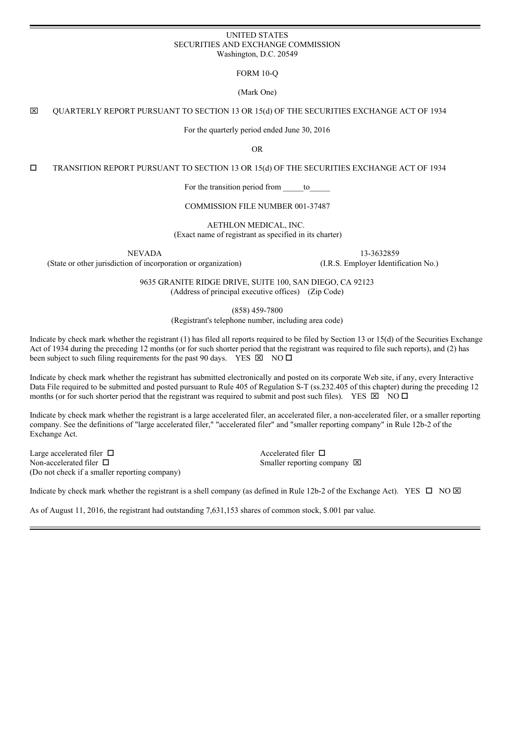UNITED STATES
SECURITIES AND EXCHANGE COMMISSION
Washington, D.C. 20549

FORM 10-Q

(Mark One)

☒ QUARTERLY REPORT PURSUANT TO SECTION 13 OR 15(d) OF THE SECURITIES EXCHANGE ACT OF 1934

For the quarterly period ended June 30, 2016

OR

☐ TRANSITION REPORT PURSUANT TO SECTION 13 OR 15(d) OF THE SECURITIES EXCHANGE ACT OF 1934

For the transition period from _____to_____

COMMISSION FILE NUMBER 001-37487

AETHLON MEDICAL, INC.
(Exact name of registrant as specified in its charter)

| NEVADA | 13-3632859 |
|---|---|
| (State or other jurisdiction of incorporation or organization) | (I.R.S. Employer Identification No.) |

9635 GRANITE RIDGE DRIVE, SUITE 100, SAN DIEGO, CA 92123
(Address of principal executive offices) (Zip Code)

(858) 459-7800
(Registrant's telephone number, including area code)

Indicate by check mark whether the registrant (1) has filed all reports required to be filed by Section 13 or 15(d) of the Securities Exchange Act of 1934 during the preceding 12 months (or for such shorter period that the registrant was required to file such reports), and (2) has been subject to such filing requirements for the past 90 days. YES ☒ NO ☐

Indicate by check mark whether the registrant has submitted electronically and posted on its corporate Web site, if any, every Interactive Data File required to be submitted and posted pursuant to Rule 405 of Regulation S-T (ss.232.405 of this chapter) during the preceding 12 months (or for such shorter period that the registrant was required to submit and post such files). YES ☒ NO ☐

Indicate by check mark whether the registrant is a large accelerated filer, an accelerated filer, a non-accelerated filer, or a smaller reporting company. See the definitions of "large accelerated filer," "accelerated filer" and "smaller reporting company" in Rule 12b-2 of the Exchange Act.

| | |
|---|---|
| Large accelerated filer ☐ | Accelerated filer ☐ |
| Non-accelerated filer ☐ (Do not check if a smaller reporting company) | Smaller reporting company ☒ |

Indicate by check mark whether the registrant is a shell company (as defined in Rule 12b-2 of the Exchange Act). YES ☐ NO ☒

As of August 11, 2016, the registrant had outstanding 7,631,153 shares of common stock, $.001 par value.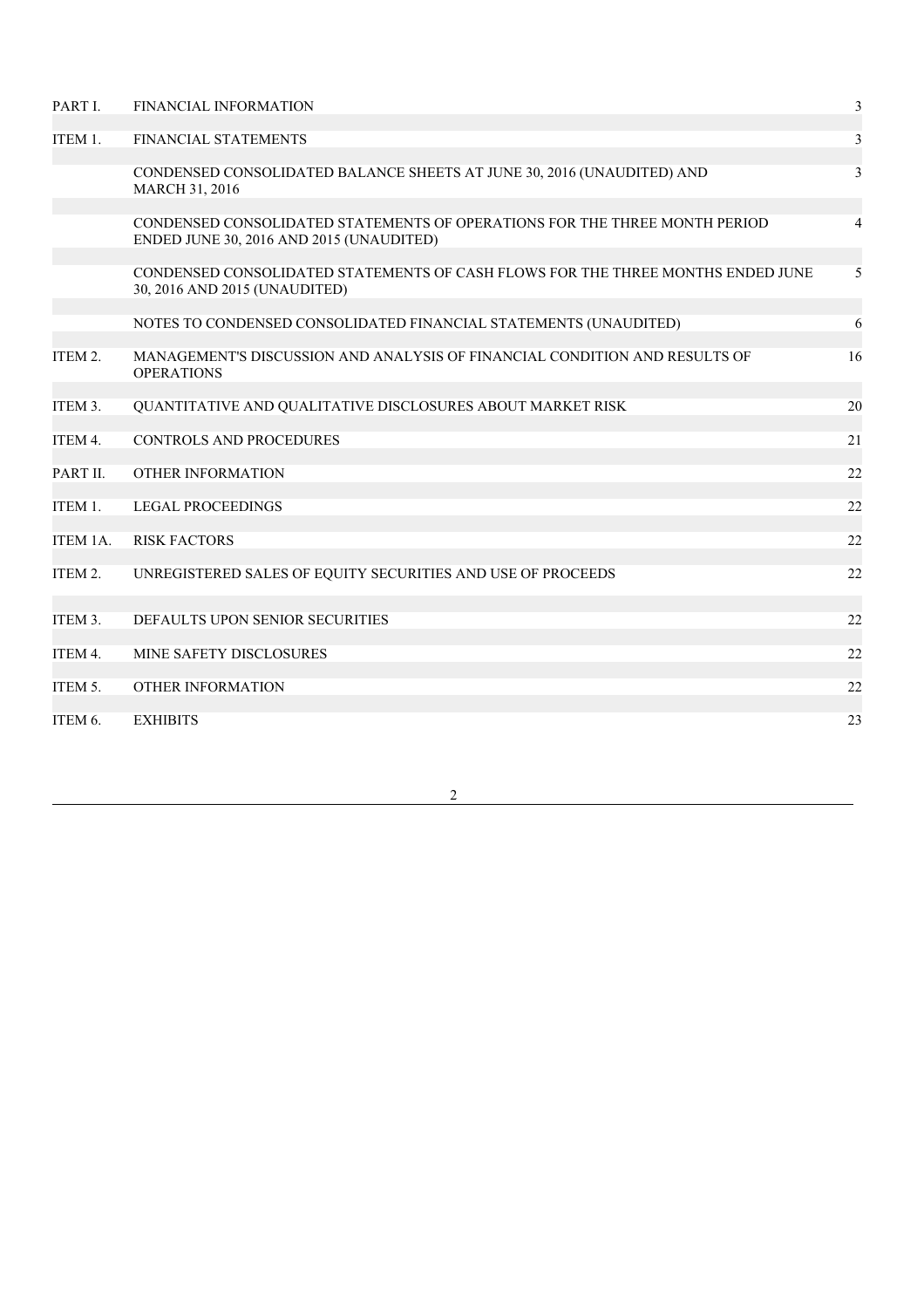| | | |
|---|---|---|
| PART I. | FINANCIAL INFORMATION | 3 |
| ITEM 1. | FINANCIAL STATEMENTS | 3 |
| | CONDENSED CONSOLIDATED BALANCE SHEETS AT JUNE 30, 2016 (UNAUDITED) AND MARCH 31, 2016 | 3 |
| | CONDENSED CONSOLIDATED STATEMENTS OF OPERATIONS FOR THE THREE MONTH PERIOD ENDED JUNE 30, 2016 AND 2015 (UNAUDITED) | 4 |
| | CONDENSED CONSOLIDATED STATEMENTS OF CASH FLOWS FOR THE THREE MONTHS ENDED JUNE 30, 2016 AND 2015 (UNAUDITED) | 5 |
| | NOTES TO CONDENSED CONSOLIDATED FINANCIAL STATEMENTS (UNAUDITED) | 6 |
| ITEM 2. | MANAGEMENT'S DISCUSSION AND ANALYSIS OF FINANCIAL CONDITION AND RESULTS OF OPERATIONS | 16 |
| ITEM 3. | QUANTITATIVE AND QUALITATIVE DISCLOSURES ABOUT MARKET RISK | 20 |
| ITEM 4. | CONTROLS AND PROCEDURES | 21 |
| PART II. | OTHER INFORMATION | 22 |
| ITEM 1. | LEGAL PROCEEDINGS | 22 |
| ITEM 1A. | RISK FACTORS | 22 |
| ITEM 2. | UNREGISTERED SALES OF EQUITY SECURITIES AND USE OF PROCEEDS | 22 |
| ITEM 3. | DEFAULTS UPON SENIOR SECURITIES | 22 |
| ITEM 4. | MINE SAFETY DISCLOSURES | 22 |
| ITEM 5. | OTHER INFORMATION | 22 |
| ITEM 6. | EXHIBITS | 23 |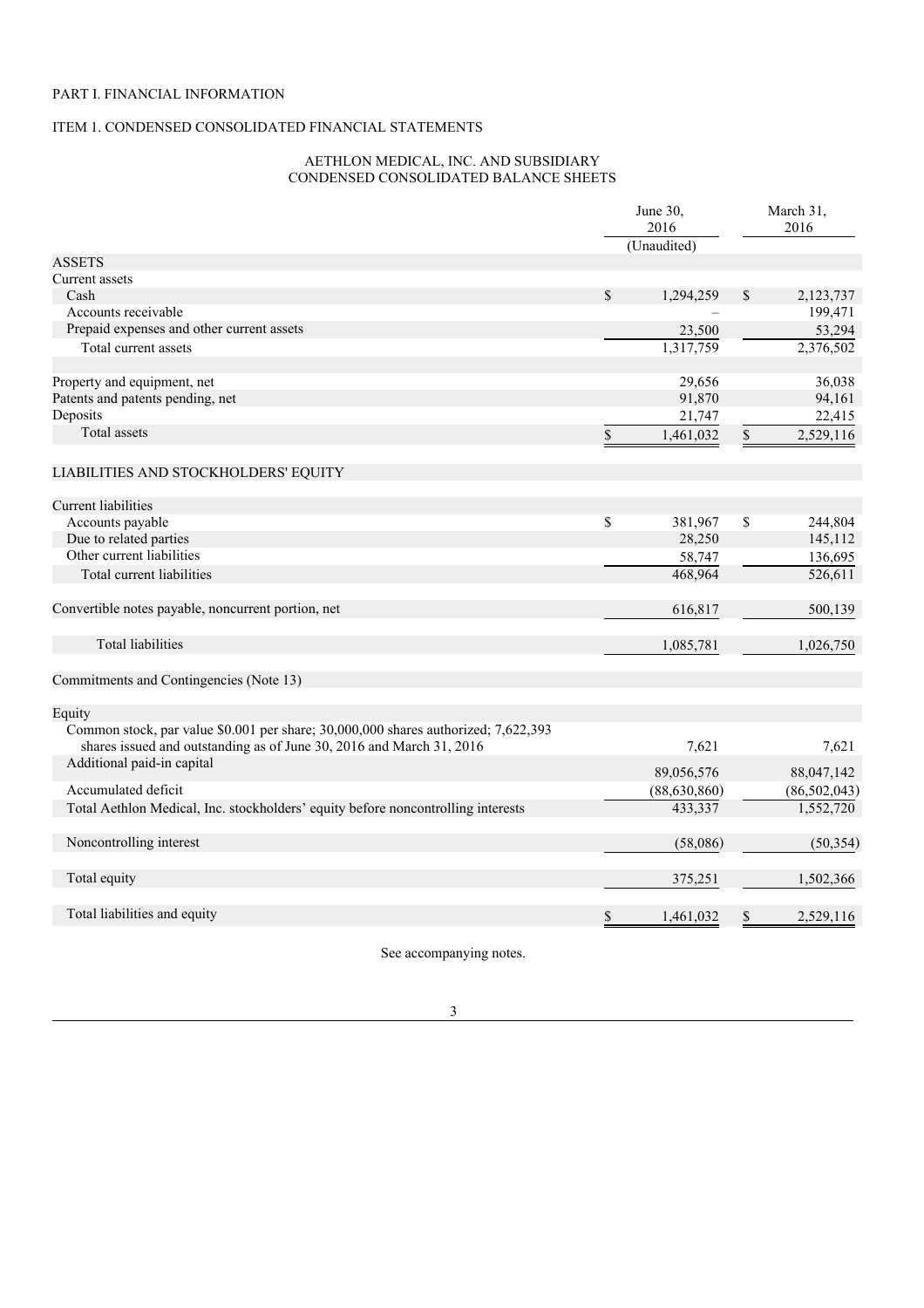PART I. FINANCIAL INFORMATION

ITEM 1. CONDENSED CONSOLIDATED FINANCIAL STATEMENTS

AETHLON MEDICAL, INC. AND SUBSIDIARY
CONDENSED CONSOLIDATED BALANCE SHEETS

| | June 30, 2016 (Unaudited) | March 31, 2016 |
|---|---|---|
| ASSETS | | |
| Current assets | | |
| Cash | $ 1,294,259 | $ 2,123,737 |
| Accounts receivable | – | 199,471 |
| Prepaid expenses and other current assets | 23,500 | 53,294 |
| Total current assets | 1,317,759 | 2,376,502 |
| | | |
| Property and equipment, net | 29,656 | 36,038 |
| Patents and patents pending, net | 91,870 | 94,161 |
| Deposits | 21,747 | 22,415 |
| Total assets | $ 1,461,032 | $ 2,529,116 |
| | | |
| LIABILITIES AND STOCKHOLDERS' EQUITY | | |
| | | |
| Current liabilities | | |
| Accounts payable | $ 381,967 | $ 244,804 |
| Due to related parties | 28,250 | 145,112 |
| Other current liabilities | 58,747 | 136,695 |
| Total current liabilities | 468,964 | 526,611 |
| | | |
| Convertible notes payable, noncurrent portion, net | 616,817 | 500,139 |
| | | |
| Total liabilities | 1,085,781 | 1,026,750 |
| | | |
| Commitments and Contingencies (Note 13) | | |
| | | |
| Equity | | |
| Common stock, par value $0.001 per share; 30,000,000 shares authorized; 7,622,393 shares issued and outstanding as of June 30, 2016 and March 31, 2016 | 7,621 | 7,621 |
| Additional paid-in capital | 89,056,576 | 88,047,142 |
| Accumulated deficit | (88,630,860) | (86,502,043) |
| Total Aethlon Medical, Inc. stockholders' equity before noncontrolling interests | 433,337 | 1,552,720 |
| | | |
| Noncontrolling interest | (58,086) | (50,354) |
| | | |
| Total equity | 375,251 | 1,502,366 |
| | | |
| Total liabilities and equity | $ 1,461,032 | $ 2,529,116 |

See accompanying notes.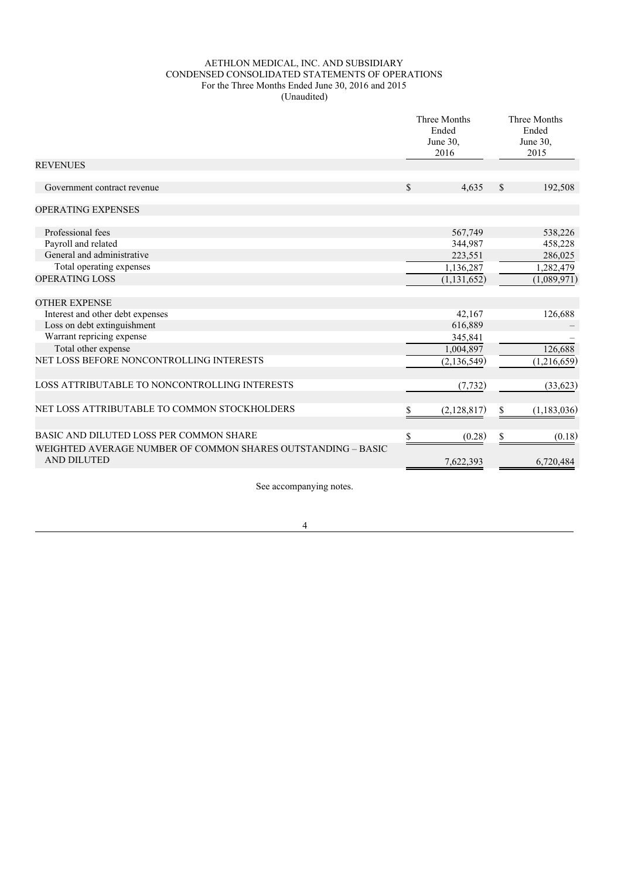AETHLON MEDICAL, INC. AND SUBSIDIARY
CONDENSED CONSOLIDATED STATEMENTS OF OPERATIONS
For the Three Months Ended June 30, 2016 and 2015
(Unaudited)

| | Three Months Ended June 30, 2016 | Three Months Ended June 30, 2015 |
|---|---|---|
| REVENUES | | |
| Government contract revenue | $ 4,635 | $ 192,508 |
| OPERATING EXPENSES | | |
| Professional fees | 567,749 | 538,226 |
| Payroll and related | 344,987 | 458,228 |
| General and administrative | 223,551 | 286,025 |
| Total operating expenses | 1,136,287 | 1,282,479 |
| OPERATING LOSS | (1,131,652) | (1,089,971) |
| OTHER EXPENSE | | |
| Interest and other debt expenses | 42,167 | 126,688 |
| Loss on debt extinguishment | 616,889 | – |
| Warrant repricing expense | 345,841 | – |
| Total other expense | 1,004,897 | 126,688 |
| NET LOSS BEFORE NONCONTROLLING INTERESTS | (2,136,549) | (1,216,659) |
| LOSS ATTRIBUTABLE TO NONCONTROLLING INTERESTS | (7,732) | (33,623) |
| NET LOSS ATTRIBUTABLE TO COMMON STOCKHOLDERS | $ (2,128,817) | $ (1,183,036) |
| BASIC AND DILUTED LOSS PER COMMON SHARE | $ (0.28) | $ (0.18) |
| WEIGHTED AVERAGE NUMBER OF COMMON SHARES OUTSTANDING – BASIC AND DILUTED | 7,622,393 | 6,720,484 |

See accompanying notes.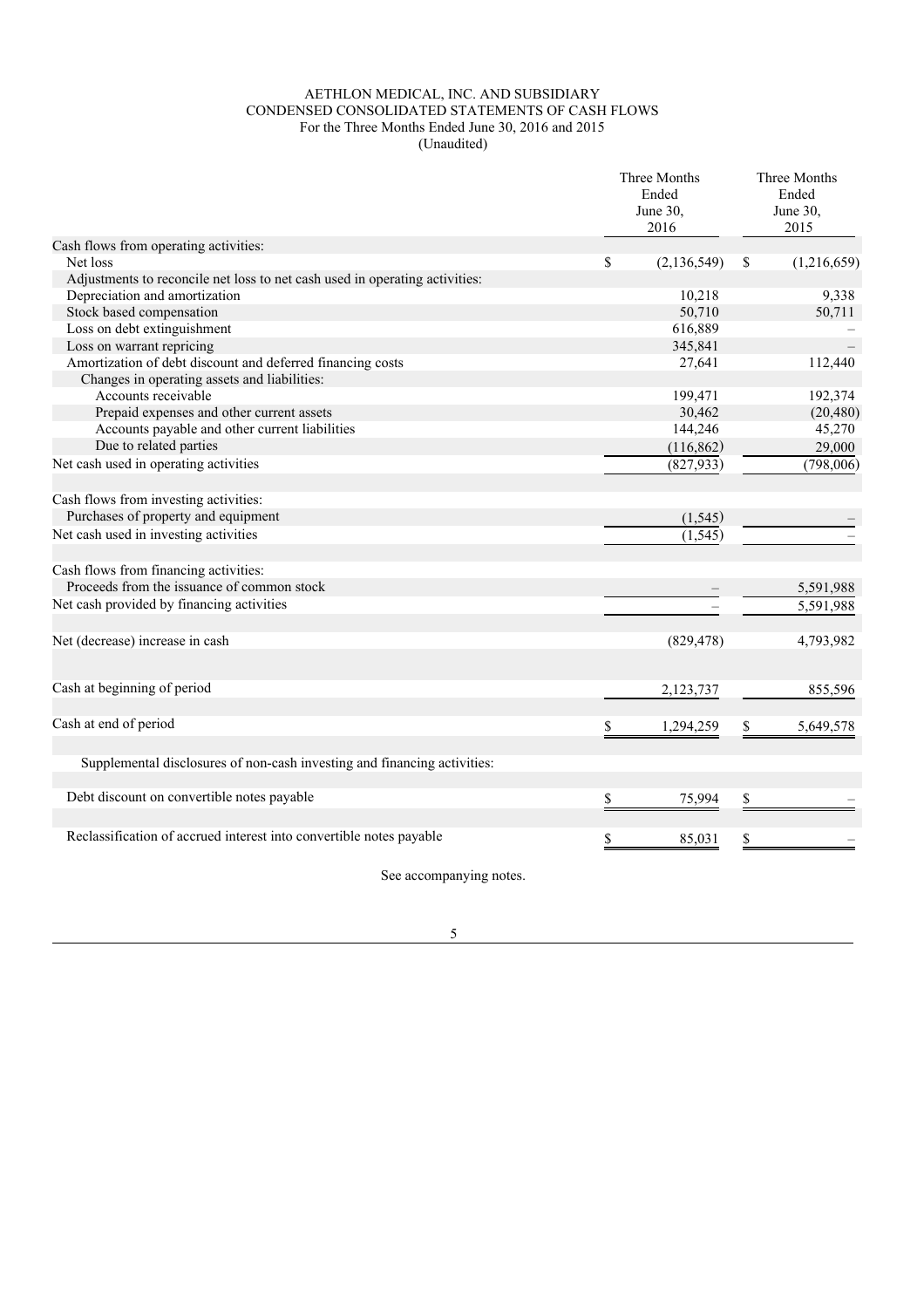# AETHLON MEDICAL, INC. AND SUBSIDIARY
## CONDENSED CONSOLIDATED STATEMENTS OF CASH FLOWS
For the Three Months Ended June 30, 2016 and 2015
(Unaudited)

| | Three Months Ended June 30, 2016 | Three Months Ended June 30, 2015 |
|---|---|---|
| Cash flows from operating activities: | | |
| Net loss | $ (2,136,549) | $ (1,216,659) |
| Adjustments to reconcile net loss to net cash used in operating activities: | | |
| Depreciation and amortization | 10,218 | 9,338 |
| Stock based compensation | 50,710 | 50,711 |
| Loss on debt extinguishment | 616,889 | – |
| Loss on warrant repricing | 345,841 | – |
| Amortization of debt discount and deferred financing costs | 27,641 | 112,440 |
| Changes in operating assets and liabilities: | | |
| Accounts receivable | 199,471 | 192,374 |
| Prepaid expenses and other current assets | 30,462 | (20,480) |
| Accounts payable and other current liabilities | 144,246 | 45,270 |
| Due to related parties | (116,862) | 29,000 |
| Net cash used in operating activities | (827,933) | (798,006) |
| | | |
| Cash flows from investing activities: | | |
| Purchases of property and equipment | (1,545) | – |
| Net cash used in investing activities | (1,545) | – |
| | | |
| Cash flows from financing activities: | | |
| Proceeds from the issuance of common stock | – | 5,591,988 |
| Net cash provided by financing activities | – | 5,591,988 |
| | | |
| Net (decrease) increase in cash | (829,478) | 4,793,982 |
| | | |
| Cash at beginning of period | 2,123,737 | 855,596 |
| | | |
| Cash at end of period | $ 1,294,259 | $ 5,649,578 |
| | | |
| Supplemental disclosures of non-cash investing and financing activities: | | |
| | | |
| Debt discount on convertible notes payable | $ 75,994 | $ – |
| | | |
| Reclassification of accrued interest into convertible notes payable | $ 85,031 | $ – |

See accompanying notes.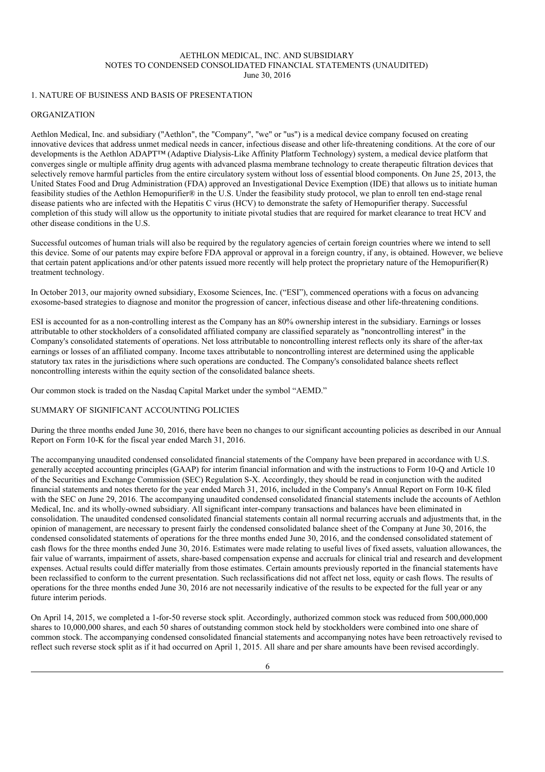AETHLON MEDICAL, INC. AND SUBSIDIARY
NOTES TO CONDENSED CONSOLIDATED FINANCIAL STATEMENTS (UNAUDITED)
June 30, 2016

## 1. NATURE OF BUSINESS AND BASIS OF PRESENTATION

### ORGANIZATION

Aethlon Medical, Inc. and subsidiary ("Aethlon", the "Company", "we" or "us") is a medical device company focused on creating innovative devices that address unmet medical needs in cancer, infectious disease and other life-threatening conditions. At the core of our developments is the Aethlon ADAPT™ (Adaptive Dialysis-Like Affinity Platform Technology) system, a medical device platform that converges single or multiple affinity drug agents with advanced plasma membrane technology to create therapeutic filtration devices that selectively remove harmful particles from the entire circulatory system without loss of essential blood components. On June 25, 2013, the United States Food and Drug Administration (FDA) approved an Investigational Device Exemption (IDE) that allows us to initiate human feasibility studies of the Aethlon Hemopurifier® in the U.S. Under the feasibility study protocol, we plan to enroll ten end-stage renal disease patients who are infected with the Hepatitis C virus (HCV) to demonstrate the safety of Hemopurifier therapy. Successful completion of this study will allow us the opportunity to initiate pivotal studies that are required for market clearance to treat HCV and other disease conditions in the U.S.

Successful outcomes of human trials will also be required by the regulatory agencies of certain foreign countries where we intend to sell this device. Some of our patents may expire before FDA approval or approval in a foreign country, if any, is obtained. However, we believe that certain patent applications and/or other patents issued more recently will help protect the proprietary nature of the Hemopurifier(R) treatment technology.

In October 2013, our majority owned subsidiary, Exosome Sciences, Inc. ("ESI"), commenced operations with a focus on advancing exosome-based strategies to diagnose and monitor the progression of cancer, infectious disease and other life-threatening conditions.

ESI is accounted for as a non-controlling interest as the Company has an 80% ownership interest in the subsidiary. Earnings or losses attributable to other stockholders of a consolidated affiliated company are classified separately as "noncontrolling interest" in the Company's consolidated statements of operations. Net loss attributable to noncontrolling interest reflects only its share of the after-tax earnings or losses of an affiliated company. Income taxes attributable to noncontrolling interest are determined using the applicable statutory tax rates in the jurisdictions where such operations are conducted. The Company's consolidated balance sheets reflect noncontrolling interests within the equity section of the consolidated balance sheets.

Our common stock is traded on the Nasdaq Capital Market under the symbol "AEMD."

### SUMMARY OF SIGNIFICANT ACCOUNTING POLICIES

During the three months ended June 30, 2016, there have been no changes to our significant accounting policies as described in our Annual Report on Form 10-K for the fiscal year ended March 31, 2016.

The accompanying unaudited condensed consolidated financial statements of the Company have been prepared in accordance with U.S. generally accepted accounting principles (GAAP) for interim financial information and with the instructions to Form 10-Q and Article 10 of the Securities and Exchange Commission (SEC) Regulation S-X. Accordingly, they should be read in conjunction with the audited financial statements and notes thereto for the year ended March 31, 2016, included in the Company's Annual Report on Form 10-K filed with the SEC on June 29, 2016. The accompanying unaudited condensed consolidated financial statements include the accounts of Aethlon Medical, Inc. and its wholly-owned subsidiary. All significant inter-company transactions and balances have been eliminated in consolidation. The unaudited condensed consolidated financial statements contain all normal recurring accruals and adjustments that, in the opinion of management, are necessary to present fairly the condensed consolidated balance sheet of the Company at June 30, 2016, the condensed consolidated statements of operations for the three months ended June 30, 2016, and the condensed consolidated statement of cash flows for the three months ended June 30, 2016. Estimates were made relating to useful lives of fixed assets, valuation allowances, the fair value of warrants, impairment of assets, share-based compensation expense and accruals for clinical trial and research and development expenses. Actual results could differ materially from those estimates. Certain amounts previously reported in the financial statements have been reclassified to conform to the current presentation. Such reclassifications did not affect net loss, equity or cash flows. The results of operations for the three months ended June 30, 2016 are not necessarily indicative of the results to be expected for the full year or any future interim periods.

On April 14, 2015, we completed a 1-for-50 reverse stock split. Accordingly, authorized common stock was reduced from 500,000,000 shares to 10,000,000 shares, and each 50 shares of outstanding common stock held by stockholders were combined into one share of common stock. The accompanying condensed consolidated financial statements and accompanying notes have been retroactively revised to reflect such reverse stock split as if it had occurred on April 1, 2015. All share and per share amounts have been revised accordingly.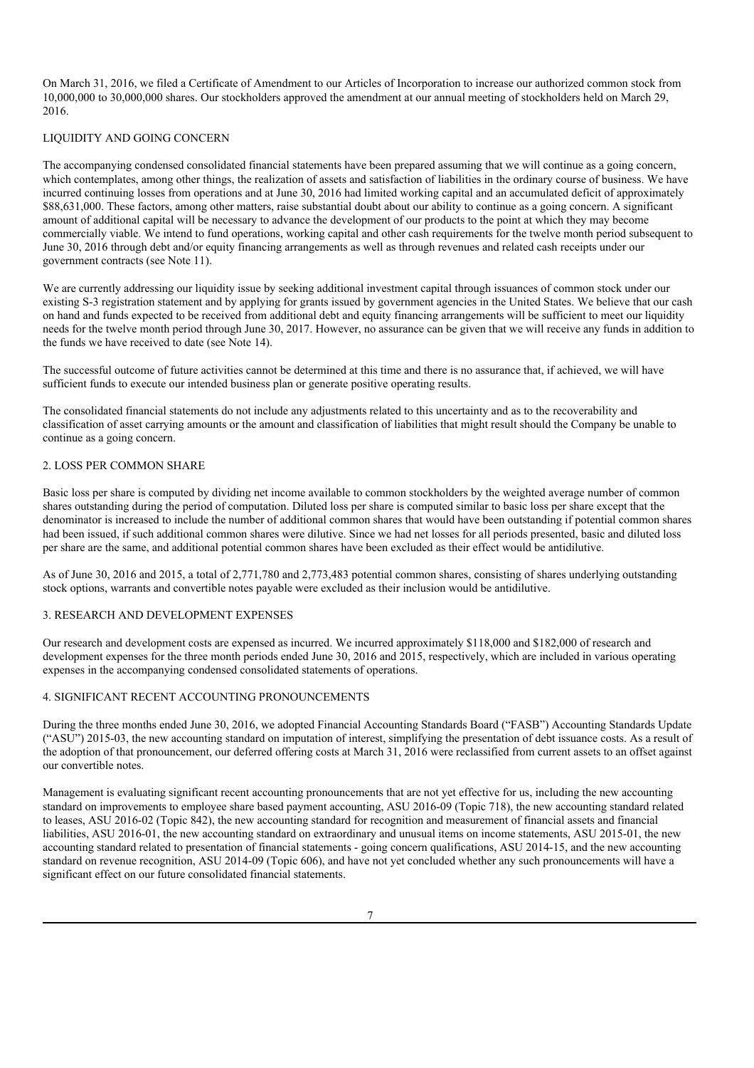On March 31, 2016, we filed a Certificate of Amendment to our Articles of Incorporation to increase our authorized common stock from 10,000,000 to 30,000,000 shares. Our stockholders approved the amendment at our annual meeting of stockholders held on March 29, 2016.

## LIQUIDITY AND GOING CONCERN

The accompanying condensed consolidated financial statements have been prepared assuming that we will continue as a going concern, which contemplates, among other things, the realization of assets and satisfaction of liabilities in the ordinary course of business. We have incurred continuing losses from operations and at June 30, 2016 had limited working capital and an accumulated deficit of approximately $88,631,000. These factors, among other matters, raise substantial doubt about our ability to continue as a going concern. A significant amount of additional capital will be necessary to advance the development of our products to the point at which they may become commercially viable. We intend to fund operations, working capital and other cash requirements for the twelve month period subsequent to June 30, 2016 through debt and/or equity financing arrangements as well as through revenues and related cash receipts under our government contracts (see Note 11).

We are currently addressing our liquidity issue by seeking additional investment capital through issuances of common stock under our existing S-3 registration statement and by applying for grants issued by government agencies in the United States. We believe that our cash on hand and funds expected to be received from additional debt and equity financing arrangements will be sufficient to meet our liquidity needs for the twelve month period through June 30, 2017. However, no assurance can be given that we will receive any funds in addition to the funds we have received to date (see Note 14).

The successful outcome of future activities cannot be determined at this time and there is no assurance that, if achieved, we will have sufficient funds to execute our intended business plan or generate positive operating results.

The consolidated financial statements do not include any adjustments related to this uncertainty and as to the recoverability and classification of asset carrying amounts or the amount and classification of liabilities that might result should the Company be unable to continue as a going concern.

## 2. LOSS PER COMMON SHARE

Basic loss per share is computed by dividing net income available to common stockholders by the weighted average number of common shares outstanding during the period of computation. Diluted loss per share is computed similar to basic loss per share except that the denominator is increased to include the number of additional common shares that would have been outstanding if potential common shares had been issued, if such additional common shares were dilutive. Since we had net losses for all periods presented, basic and diluted loss per share are the same, and additional potential common shares have been excluded as their effect would be antidilutive.

As of June 30, 2016 and 2015, a total of 2,771,780 and 2,773,483 potential common shares, consisting of shares underlying outstanding stock options, warrants and convertible notes payable were excluded as their inclusion would be antidilutive.

## 3. RESEARCH AND DEVELOPMENT EXPENSES

Our research and development costs are expensed as incurred. We incurred approximately $118,000 and $182,000 of research and development expenses for the three month periods ended June 30, 2016 and 2015, respectively, which are included in various operating expenses in the accompanying condensed consolidated statements of operations.

## 4. SIGNIFICANT RECENT ACCOUNTING PRONOUNCEMENTS

During the three months ended June 30, 2016, we adopted Financial Accounting Standards Board ("FASB") Accounting Standards Update ("ASU") 2015-03, the new accounting standard on imputation of interest, simplifying the presentation of debt issuance costs. As a result of the adoption of that pronouncement, our deferred offering costs at March 31, 2016 were reclassified from current assets to an offset against our convertible notes.

Management is evaluating significant recent accounting pronouncements that are not yet effective for us, including the new accounting standard on improvements to employee share based payment accounting, ASU 2016-09 (Topic 718), the new accounting standard related to leases, ASU 2016-02 (Topic 842), the new accounting standard for recognition and measurement of financial assets and financial liabilities, ASU 2016-01, the new accounting standard on extraordinary and unusual items on income statements, ASU 2015-01, the new accounting standard related to presentation of financial statements - going concern qualifications, ASU 2014-15, and the new accounting standard on revenue recognition, ASU 2014-09 (Topic 606), and have not yet concluded whether any such pronouncements will have a significant effect on our future consolidated financial statements.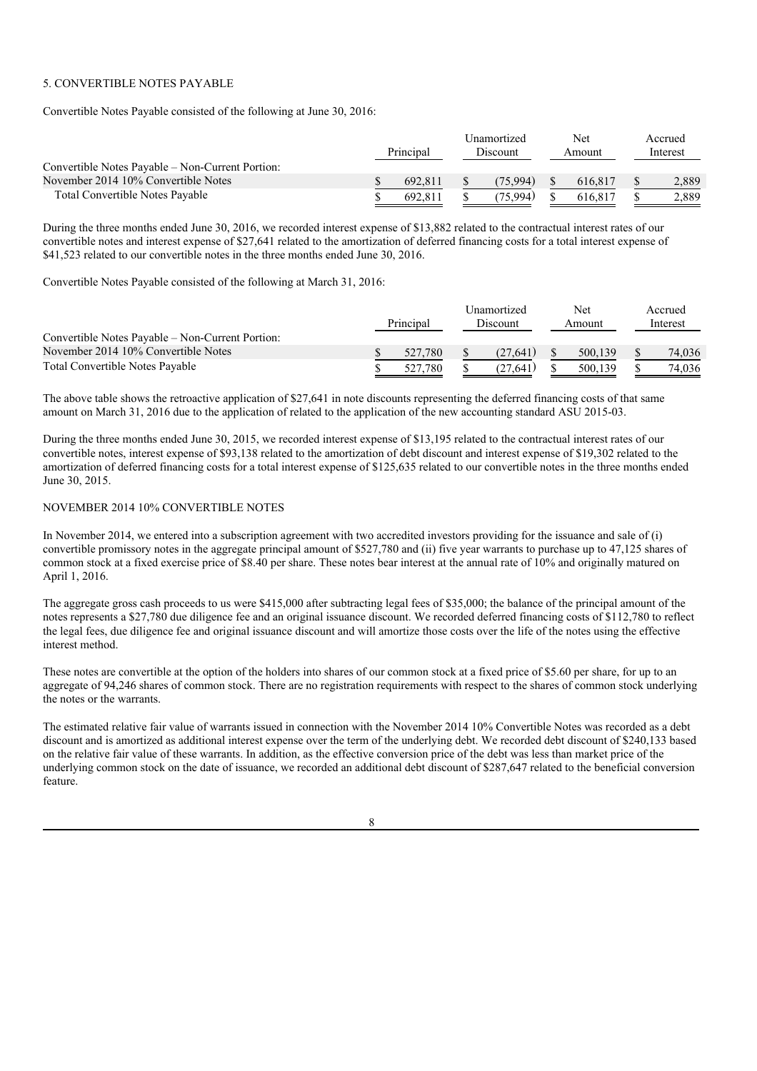5. CONVERTIBLE NOTES PAYABLE

Convertible Notes Payable consisted of the following at June 30, 2016:

| | Principal | Unamortized Discount | Net Amount | Accrued Interest |
|---|---|---|---|---|
| Convertible Notes Payable – Non-Current Portion: | | | | |
| November 2014 10% Convertible Notes | $ 692,811 | $ (75,994) | $ 616,817 | $ 2,889 |
| Total Convertible Notes Payable | $ 692,811 | $ (75,994) | $ 616,817 | $ 2,889 |

During the three months ended June 30, 2016, we recorded interest expense of $13,882 related to the contractual interest rates of our convertible notes and interest expense of $27,641 related to the amortization of deferred financing costs for a total interest expense of $41,523 related to our convertible notes in the three months ended June 30, 2016.

Convertible Notes Payable consisted of the following at March 31, 2016:

| | Principal | Unamortized Discount | Net Amount | Accrued Interest |
|---|---|---|---|---|
| Convertible Notes Payable – Non-Current Portion: | | | | |
| November 2014 10% Convertible Notes | $ 527,780 | $ (27,641) | $ 500,139 | $ 74,036 |
| Total Convertible Notes Payable | $ 527,780 | $ (27,641) | $ 500,139 | $ 74,036 |

The above table shows the retroactive application of $27,641 in note discounts representing the deferred financing costs of that same amount on March 31, 2016 due to the application of related to the application of the new accounting standard ASU 2015-03.

During the three months ended June 30, 2015, we recorded interest expense of $13,195 related to the contractual interest rates of our convertible notes, interest expense of $93,138 related to the amortization of debt discount and interest expense of $19,302 related to the amortization of deferred financing costs for a total interest expense of $125,635 related to our convertible notes in the three months ended June 30, 2015.

NOVEMBER 2014 10% CONVERTIBLE NOTES

In November 2014, we entered into a subscription agreement with two accredited investors providing for the issuance and sale of (i) convertible promissory notes in the aggregate principal amount of $527,780 and (ii) five year warrants to purchase up to 47,125 shares of common stock at a fixed exercise price of $8.40 per share. These notes bear interest at the annual rate of 10% and originally matured on April 1, 2016.

The aggregate gross cash proceeds to us were $415,000 after subtracting legal fees of $35,000; the balance of the principal amount of the notes represents a $27,780 due diligence fee and an original issuance discount. We recorded deferred financing costs of $112,780 to reflect the legal fees, due diligence fee and original issuance discount and will amortize those costs over the life of the notes using the effective interest method.

These notes are convertible at the option of the holders into shares of our common stock at a fixed price of $5.60 per share, for up to an aggregate of 94,246 shares of common stock. There are no registration requirements with respect to the shares of common stock underlying the notes or the warrants.

The estimated relative fair value of warrants issued in connection with the November 2014 10% Convertible Notes was recorded as a debt discount and is amortized as additional interest expense over the term of the underlying debt. We recorded debt discount of $240,133 based on the relative fair value of these warrants. In addition, as the effective conversion price of the debt was less than market price of the underlying common stock on the date of issuance, we recorded an additional debt discount of $287,647 related to the beneficial conversion feature.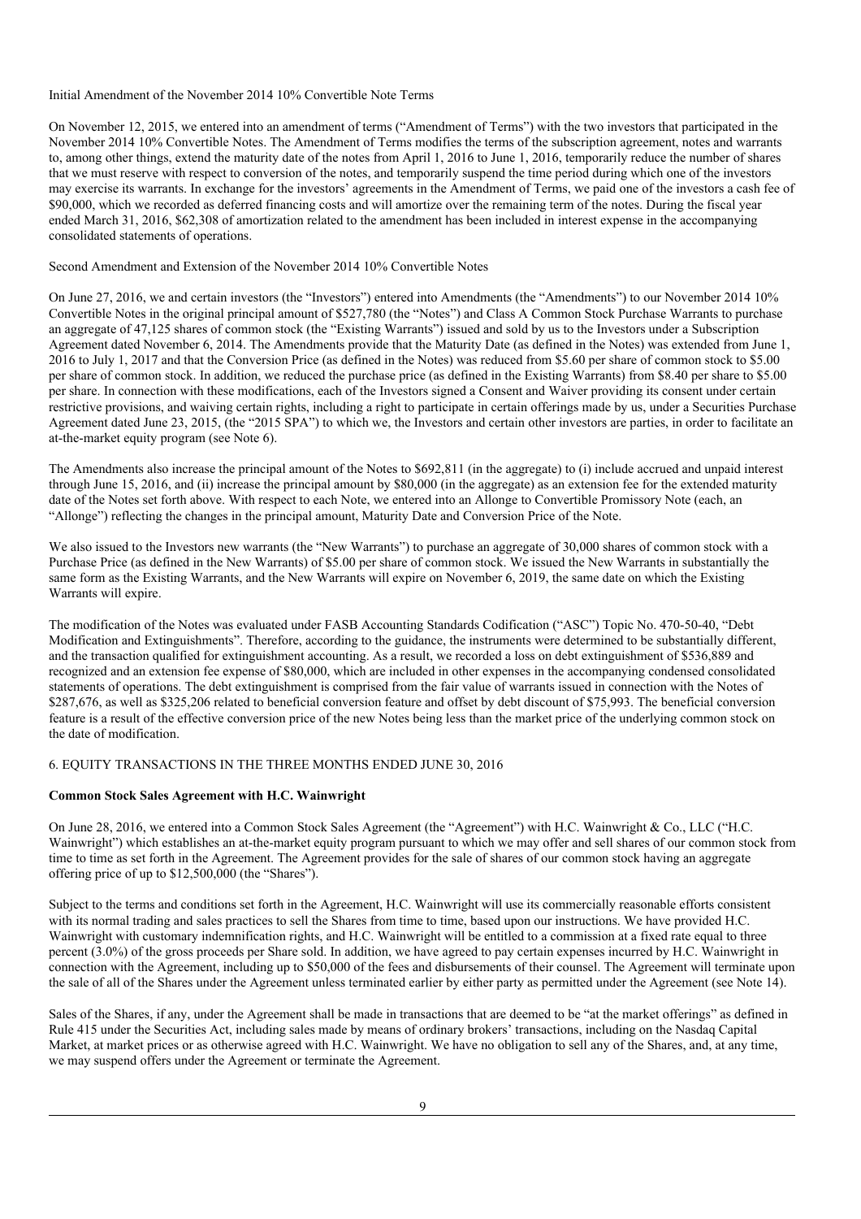Initial Amendment of the November 2014 10% Convertible Note Terms

On November 12, 2015, we entered into an amendment of terms ("Amendment of Terms") with the two investors that participated in the November 2014 10% Convertible Notes. The Amendment of Terms modifies the terms of the subscription agreement, notes and warrants to, among other things, extend the maturity date of the notes from April 1, 2016 to June 1, 2016, temporarily reduce the number of shares that we must reserve with respect to conversion of the notes, and temporarily suspend the time period during which one of the investors may exercise its warrants. In exchange for the investors' agreements in the Amendment of Terms, we paid one of the investors a cash fee of $90,000, which we recorded as deferred financing costs and will amortize over the remaining term of the notes. During the fiscal year ended March 31, 2016, $62,308 of amortization related to the amendment has been included in interest expense in the accompanying consolidated statements of operations.

Second Amendment and Extension of the November 2014 10% Convertible Notes

On June 27, 2016, we and certain investors (the "Investors") entered into Amendments (the "Amendments") to our November 2014 10% Convertible Notes in the original principal amount of $527,780 (the "Notes") and Class A Common Stock Purchase Warrants to purchase an aggregate of 47,125 shares of common stock (the "Existing Warrants") issued and sold by us to the Investors under a Subscription Agreement dated November 6, 2014. The Amendments provide that the Maturity Date (as defined in the Notes) was extended from June 1, 2016 to July 1, 2017 and that the Conversion Price (as defined in the Notes) was reduced from $5.60 per share of common stock to $5.00 per share of common stock. In addition, we reduced the purchase price (as defined in the Existing Warrants) from $8.40 per share to $5.00 per share. In connection with these modifications, each of the Investors signed a Consent and Waiver providing its consent under certain restrictive provisions, and waiving certain rights, including a right to participate in certain offerings made by us, under a Securities Purchase Agreement dated June 23, 2015, (the "2015 SPA") to which we, the Investors and certain other investors are parties, in order to facilitate an at-the-market equity program (see Note 6).

The Amendments also increase the principal amount of the Notes to $692,811 (in the aggregate) to (i) include accrued and unpaid interest through June 15, 2016, and (ii) increase the principal amount by $80,000 (in the aggregate) as an extension fee for the extended maturity date of the Notes set forth above. With respect to each Note, we entered into an Allonge to Convertible Promissory Note (each, an "Allonge") reflecting the changes in the principal amount, Maturity Date and Conversion Price of the Note.

We also issued to the Investors new warrants (the "New Warrants") to purchase an aggregate of 30,000 shares of common stock with a Purchase Price (as defined in the New Warrants) of $5.00 per share of common stock. We issued the New Warrants in substantially the same form as the Existing Warrants, and the New Warrants will expire on November 6, 2019, the same date on which the Existing Warrants will expire.

The modification of the Notes was evaluated under FASB Accounting Standards Codification ("ASC") Topic No. 470-50-40, "Debt Modification and Extinguishments". Therefore, according to the guidance, the instruments were determined to be substantially different, and the transaction qualified for extinguishment accounting. As a result, we recorded a loss on debt extinguishment of $536,889 and recognized and an extension fee expense of $80,000, which are included in other expenses in the accompanying condensed consolidated statements of operations. The debt extinguishment is comprised from the fair value of warrants issued in connection with the Notes of $287,676, as well as $325,206 related to beneficial conversion feature and offset by debt discount of $75,993. The beneficial conversion feature is a result of the effective conversion price of the new Notes being less than the market price of the underlying common stock on the date of modification.

## 6. EQUITY TRANSACTIONS IN THE THREE MONTHS ENDED JUNE 30, 2016

**Common Stock Sales Agreement with H.C. Wainwright**

On June 28, 2016, we entered into a Common Stock Sales Agreement (the "Agreement") with H.C. Wainwright & Co., LLC ("H.C. Wainwright") which establishes an at-the-market equity program pursuant to which we may offer and sell shares of our common stock from time to time as set forth in the Agreement. The Agreement provides for the sale of shares of our common stock having an aggregate offering price of up to $12,500,000 (the "Shares").

Subject to the terms and conditions set forth in the Agreement, H.C. Wainwright will use its commercially reasonable efforts consistent with its normal trading and sales practices to sell the Shares from time to time, based upon our instructions. We have provided H.C. Wainwright with customary indemnification rights, and H.C. Wainwright will be entitled to a commission at a fixed rate equal to three percent (3.0%) of the gross proceeds per Share sold. In addition, we have agreed to pay certain expenses incurred by H.C. Wainwright in connection with the Agreement, including up to $50,000 of the fees and disbursements of their counsel. The Agreement will terminate upon the sale of all of the Shares under the Agreement unless terminated earlier by either party as permitted under the Agreement (see Note 14).

Sales of the Shares, if any, under the Agreement shall be made in transactions that are deemed to be "at the market offerings" as defined in Rule 415 under the Securities Act, including sales made by means of ordinary brokers' transactions, including on the Nasdaq Capital Market, at market prices or as otherwise agreed with H.C. Wainwright. We have no obligation to sell any of the Shares, and, at any time, we may suspend offers under the Agreement or terminate the Agreement.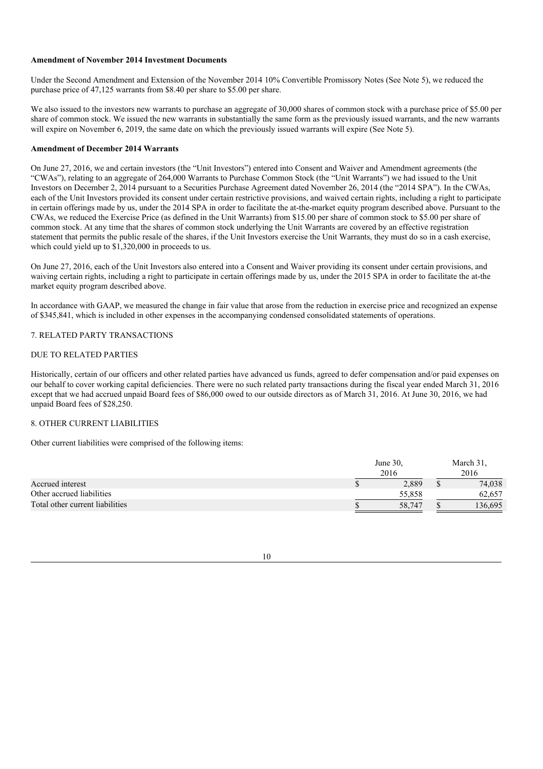**Amendment of November 2014 Investment Documents**

Under the Second Amendment and Extension of the November 2014 10% Convertible Promissory Notes (See Note 5), we reduced the purchase price of 47,125 warrants from $8.40 per share to $5.00 per share.

We also issued to the investors new warrants to purchase an aggregate of 30,000 shares of common stock with a purchase price of $5.00 per share of common stock. We issued the new warrants in substantially the same form as the previously issued warrants, and the new warrants will expire on November 6, 2019, the same date on which the previously issued warrants will expire (See Note 5).

**Amendment of December 2014 Warrants**

On June 27, 2016, we and certain investors (the "Unit Investors") entered into Consent and Waiver and Amendment agreements (the "CWAs"), relating to an aggregate of 264,000 Warrants to Purchase Common Stock (the "Unit Warrants") we had issued to the Unit Investors on December 2, 2014 pursuant to a Securities Purchase Agreement dated November 26, 2014 (the "2014 SPA"). In the CWAs, each of the Unit Investors provided its consent under certain restrictive provisions, and waived certain rights, including a right to participate in certain offerings made by us, under the 2014 SPA in order to facilitate the at-the-market equity program described above. Pursuant to the CWAs, we reduced the Exercise Price (as defined in the Unit Warrants) from $15.00 per share of common stock to $5.00 per share of common stock. At any time that the shares of common stock underlying the Unit Warrants are covered by an effective registration statement that permits the public resale of the shares, if the Unit Investors exercise the Unit Warrants, they must do so in a cash exercise, which could yield up to $1,320,000 in proceeds to us.

On June 27, 2016, each of the Unit Investors also entered into a Consent and Waiver providing its consent under certain provisions, and waiving certain rights, including a right to participate in certain offerings made by us, under the 2015 SPA in order to facilitate the at-the-market equity program described above.

In accordance with GAAP, we measured the change in fair value that arose from the reduction in exercise price and recognized an expense of $345,841, which is included in other expenses in the accompanying condensed consolidated statements of operations.

## 7. RELATED PARTY TRANSACTIONS

### DUE TO RELATED PARTIES

Historically, certain of our officers and other related parties have advanced us funds, agreed to defer compensation and/or paid expenses on our behalf to cover working capital deficiencies. There were no such related party transactions during the fiscal year ended March 31, 2016 except that we had accrued unpaid Board fees of $86,000 owed to our outside directors as of March 31, 2016. At June 30, 2016, we had unpaid Board fees of $28,250.

## 8. OTHER CURRENT LIABILITIES

Other current liabilities were comprised of the following items:

| | June 30, 2016 | March 31, 2016 |
|---|---|---|
| Accrued interest | $ 2,889 | $ 74,038 |
| Other accrued liabilities | 55,858 | 62,657 |
| Total other current liabilities | $ 58,747 | $ 136,695 |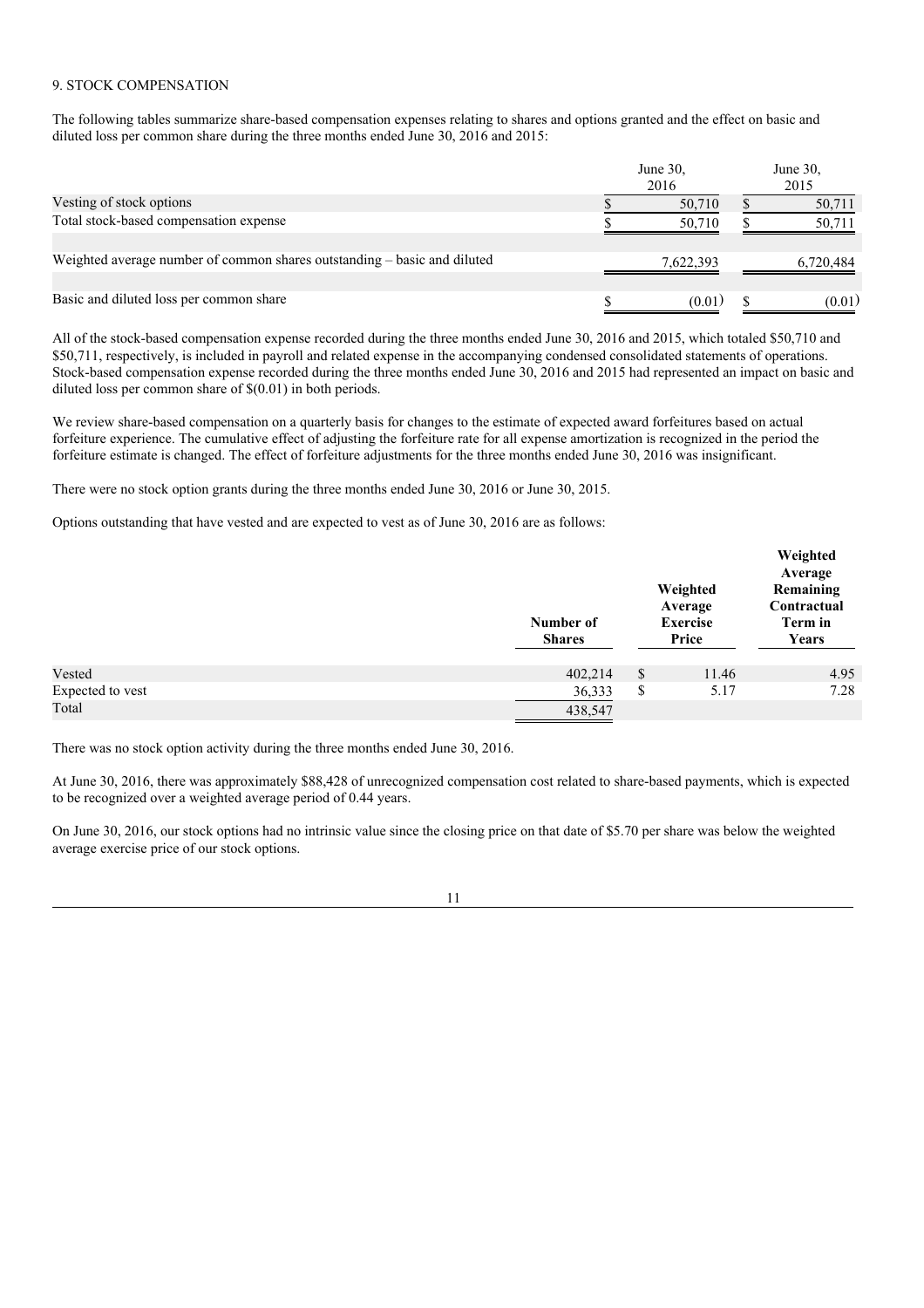9. STOCK COMPENSATION

The following tables summarize share-based compensation expenses relating to shares and options granted and the effect on basic and diluted loss per common share during the three months ended June 30, 2016 and 2015:

| | June 30, 2016 | June 30, 2015 |
|---|---|---|
| Vesting of stock options | $ 50,710 | $ 50,711 |
| Total stock-based compensation expense | $ 50,710 | $ 50,711 |
| | | |
| Weighted average number of common shares outstanding – basic and diluted | 7,622,393 | 6,720,484 |
| | | |
| Basic and diluted loss per common share | $ (0.01) | $ (0.01) |

All of the stock-based compensation expense recorded during the three months ended June 30, 2016 and 2015, which totaled $50,710 and $50,711, respectively, is included in payroll and related expense in the accompanying condensed consolidated statements of operations. Stock-based compensation expense recorded during the three months ended June 30, 2016 and 2015 had represented an impact on basic and diluted loss per common share of $(0.01) in both periods.

We review share-based compensation on a quarterly basis for changes to the estimate of expected award forfeitures based on actual forfeiture experience. The cumulative effect of adjusting the forfeiture rate for all expense amortization is recognized in the period the forfeiture estimate is changed. The effect of forfeiture adjustments for the three months ended June 30, 2016 was insignificant.

There were no stock option grants during the three months ended June 30, 2016 or June 30, 2015.

Options outstanding that have vested and are expected to vest as of June 30, 2016 are as follows:

| | **Number of Shares** | **Weighted Average Exercise Price** | **Weighted Average Remaining Contractual Term in Years** |
|---|---|---|---|
| Vested | 402,214 | $ 11.46 | 4.95 |
| Expected to vest | 36,333 | $ 5.17 | 7.28 |
| Total | 438,547 | | |

There was no stock option activity during the three months ended June 30, 2016.

At June 30, 2016, there was approximately $88,428 of unrecognized compensation cost related to share-based payments, which is expected to be recognized over a weighted average period of 0.44 years.

On June 30, 2016, our stock options had no intrinsic value since the closing price on that date of $5.70 per share was below the weighted average exercise price of our stock options.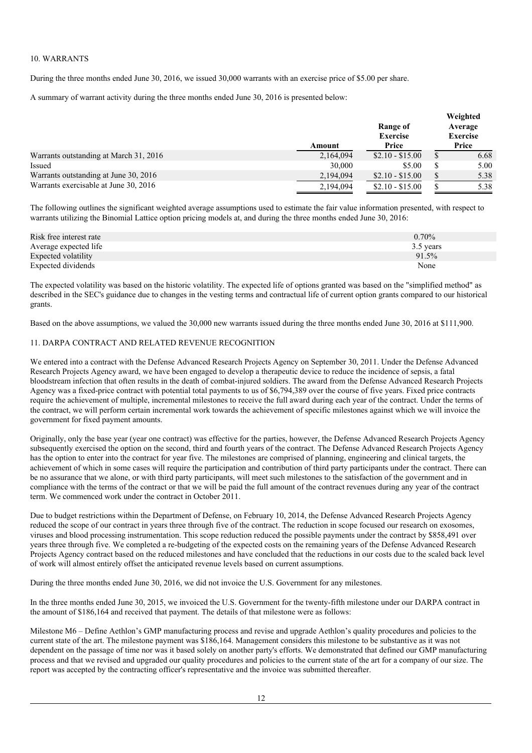10. WARRANTS

During the three months ended June 30, 2016, we issued 30,000 warrants with an exercise price of $5.00 per share.

A summary of warrant activity during the three months ended June 30, 2016 is presented below:

| | Amount | Range of Exercise Price | Weighted Average Exercise Price |
|---|---|---|---|
| Warrants outstanding at March 31, 2016 | 2,164,094 | $2.10 - $15.00 | $ 6.68 |
| Issued | 30,000 | $5.00 | $ 5.00 |
| Warrants outstanding at June 30, 2016 | 2,194,094 | $2.10 - $15.00 | $ 5.38 |
| Warrants exercisable at June 30, 2016 | 2,194,094 | $2.10 - $15.00 | $ 5.38 |

The following outlines the significant weighted average assumptions used to estimate the fair value information presented, with respect to warrants utilizing the Binomial Lattice option pricing models at, and during the three months ended June 30, 2016:

| | |
|---|---|
| Risk free interest rate | 0.70% |
| Average expected life | 3.5 years |
| Expected volatility | 91.5% |
| Expected dividends | None |

The expected volatility was based on the historic volatility. The expected life of options granted was based on the "simplified method" as described in the SEC's guidance due to changes in the vesting terms and contractual life of current option grants compared to our historical grants.

Based on the above assumptions, we valued the 30,000 new warrants issued during the three months ended June 30, 2016 at $111,900.

11. DARPA CONTRACT AND RELATED REVENUE RECOGNITION

We entered into a contract with the Defense Advanced Research Projects Agency on September 30, 2011. Under the Defense Advanced Research Projects Agency award, we have been engaged to develop a therapeutic device to reduce the incidence of sepsis, a fatal bloodstream infection that often results in the death of combat-injured soldiers. The award from the Defense Advanced Research Projects Agency was a fixed-price contract with potential total payments to us of $6,794,389 over the course of five years. Fixed price contracts require the achievement of multiple, incremental milestones to receive the full award during each year of the contract. Under the terms of the contract, we will perform certain incremental work towards the achievement of specific milestones against which we will invoice the government for fixed payment amounts.

Originally, only the base year (year one contract) was effective for the parties, however, the Defense Advanced Research Projects Agency subsequently exercised the option on the second, third and fourth years of the contract. The Defense Advanced Research Projects Agency has the option to enter into the contract for year five. The milestones are comprised of planning, engineering and clinical targets, the achievement of which in some cases will require the participation and contribution of third party participants under the contract. There can be no assurance that we alone, or with third party participants, will meet such milestones to the satisfaction of the government and in compliance with the terms of the contract or that we will be paid the full amount of the contract revenues during any year of the contract term. We commenced work under the contract in October 2011.

Due to budget restrictions within the Department of Defense, on February 10, 2014, the Defense Advanced Research Projects Agency reduced the scope of our contract in years three through five of the contract. The reduction in scope focused our research on exosomes, viruses and blood processing instrumentation. This scope reduction reduced the possible payments under the contract by $858,491 over years three through five. We completed a re-budgeting of the expected costs on the remaining years of the Defense Advanced Research Projects Agency contract based on the reduced milestones and have concluded that the reductions in our costs due to the scaled back level of work will almost entirely offset the anticipated revenue levels based on current assumptions.

During the three months ended June 30, 2016, we did not invoice the U.S. Government for any milestones.

In the three months ended June 30, 2015, we invoiced the U.S. Government for the twenty-fifth milestone under our DARPA contract in the amount of $186,164 and received that payment. The details of that milestone were as follows:

Milestone M6 – Define Aethlon's GMP manufacturing process and revise and upgrade Aethlon's quality procedures and policies to the current state of the art. The milestone payment was $186,164. Management considers this milestone to be substantive as it was not dependent on the passage of time nor was it based solely on another party's efforts. We demonstrated that defined our GMP manufacturing process and that we revised and upgraded our quality procedures and policies to the current state of the art for a company of our size. The report was accepted by the contracting officer's representative and the invoice was submitted thereafter.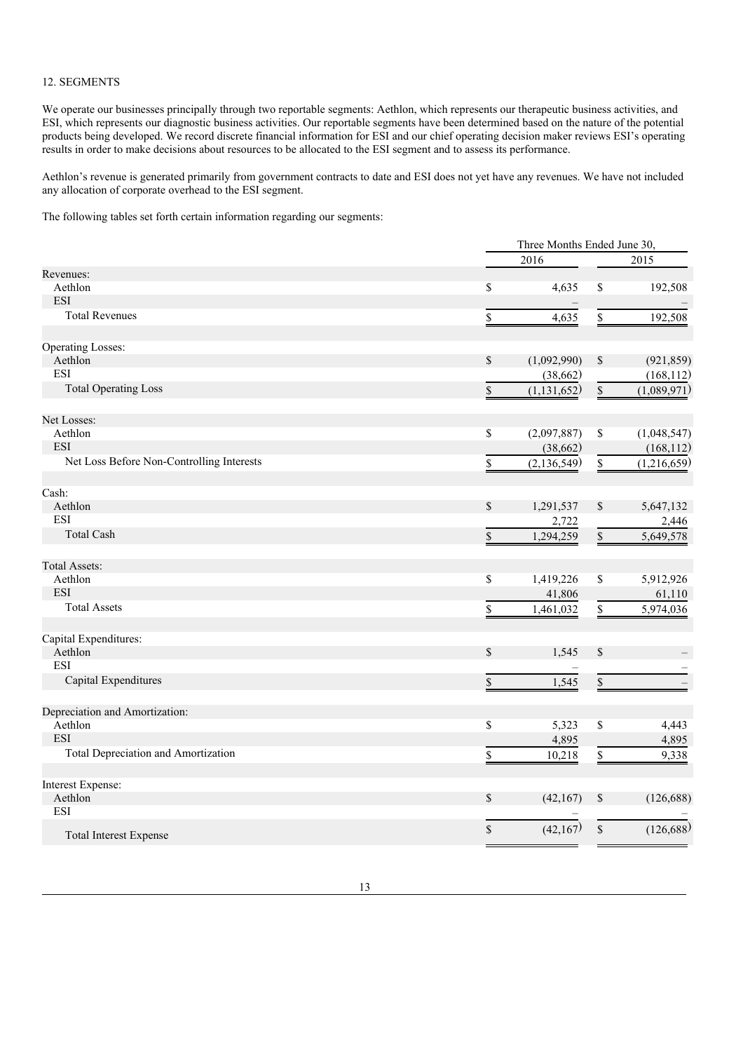12. SEGMENTS

We operate our businesses principally through two reportable segments: Aethlon, which represents our therapeutic business activities, and ESI, which represents our diagnostic business activities. Our reportable segments have been determined based on the nature of the potential products being developed. We record discrete financial information for ESI and our chief operating decision maker reviews ESI's operating results in order to make decisions about resources to be allocated to the ESI segment and to assess its performance.

Aethlon's revenue is generated primarily from government contracts to date and ESI does not yet have any revenues. We have not included any allocation of corporate overhead to the ESI segment.

The following tables set forth certain information regarding our segments:

| | Three Months Ended June 30, | |
|---|---|---|
| | 2016 | 2015 |
| Revenues: | | |
| Aethlon | $ 4,635 | $ 192,508 |
| ESI | – | – |
| Total Revenues | $ 4,635 | $ 192,508 |
| Operating Losses: | | |
| Aethlon | $ (1,092,990) | $ (921,859) |
| ESI | (38,662) | (168,112) |
| Total Operating Loss | $ (1,131,652) | $ (1,089,971) |
| Net Losses: | | |
| Aethlon | $ (2,097,887) | $ (1,048,547) |
| ESI | (38,662) | (168,112) |
| Net Loss Before Non-Controlling Interests | $ (2,136,549) | $ (1,216,659) |
| Cash: | | |
| Aethlon | $ 1,291,537 | $ 5,647,132 |
| ESI | 2,722 | 2,446 |
| Total Cash | $ 1,294,259 | $ 5,649,578 |
| Total Assets: | | |
| Aethlon | $ 1,419,226 | $ 5,912,926 |
| ESI | 41,806 | 61,110 |
| Total Assets | $ 1,461,032 | $ 5,974,036 |
| Capital Expenditures: | | |
| Aethlon | $ 1,545 | $ – |
| ESI | – | – |
| Capital Expenditures | $ 1,545 | $ – |
| Depreciation and Amortization: | | |
| Aethlon | $ 5,323 | $ 4,443 |
| ESI | 4,895 | 4,895 |
| Total Depreciation and Amortization | $ 10,218 | $ 9,338 |
| Interest Expense: | | |
| Aethlon | $ (42,167) | $ (126,688) |
| ESI | – | – |
| Total Interest Expense | $ (42,167) | $ (126,688) |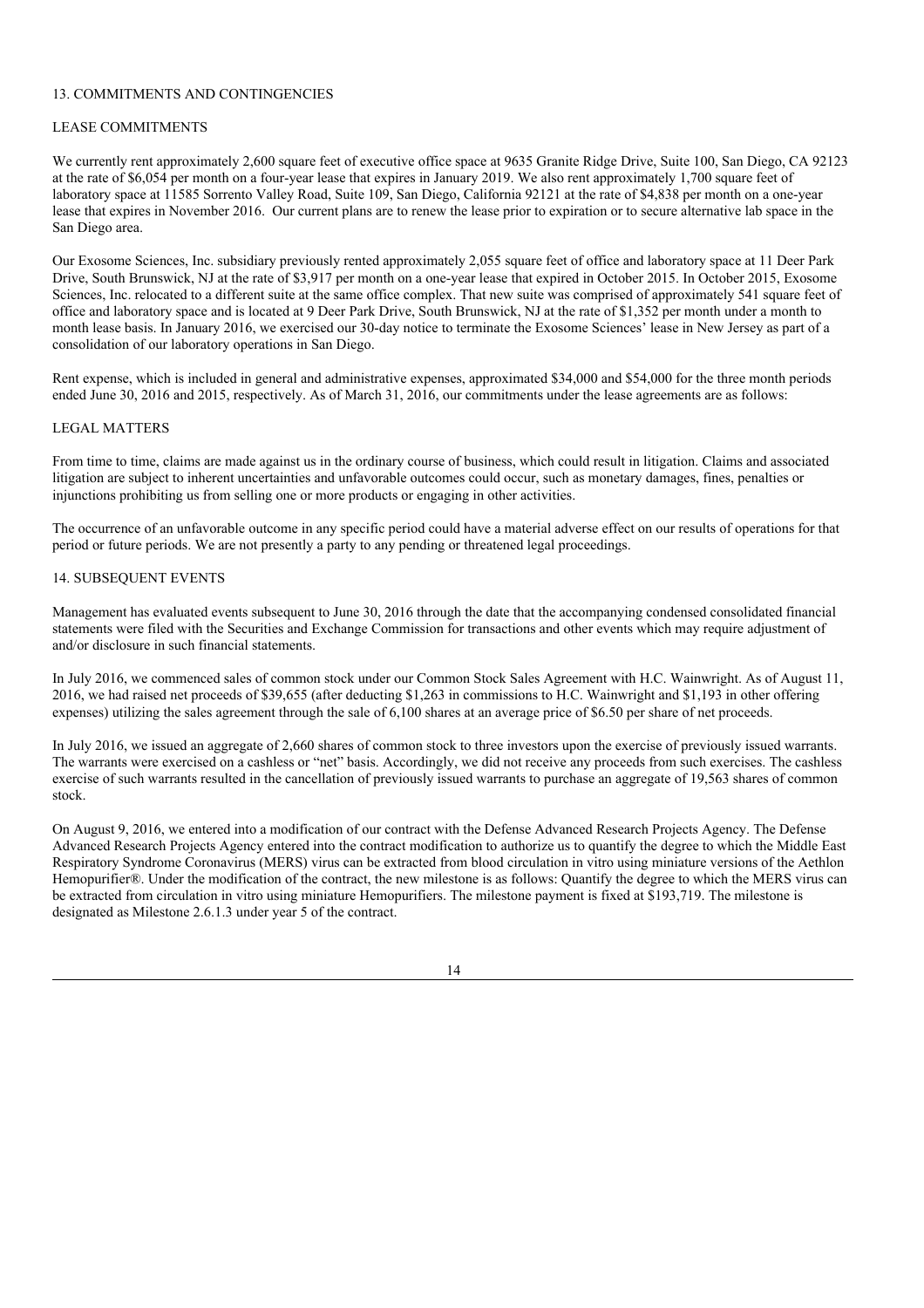## 13. COMMITMENTS AND CONTINGENCIES

### LEASE COMMITMENTS

We currently rent approximately 2,600 square feet of executive office space at 9635 Granite Ridge Drive, Suite 100, San Diego, CA 92123 at the rate of $6,054 per month on a four-year lease that expires in January 2019. We also rent approximately 1,700 square feet of laboratory space at 11585 Sorrento Valley Road, Suite 109, San Diego, California 92121 at the rate of $4,838 per month on a one-year lease that expires in November 2016. Our current plans are to renew the lease prior to expiration or to secure alternative lab space in the San Diego area.

Our Exosome Sciences, Inc. subsidiary previously rented approximately 2,055 square feet of office and laboratory space at 11 Deer Park Drive, South Brunswick, NJ at the rate of $3,917 per month on a one-year lease that expired in October 2015. In October 2015, Exosome Sciences, Inc. relocated to a different suite at the same office complex. That new suite was comprised of approximately 541 square feet of office and laboratory space and is located at 9 Deer Park Drive, South Brunswick, NJ at the rate of $1,352 per month under a month to month lease basis. In January 2016, we exercised our 30-day notice to terminate the Exosome Sciences' lease in New Jersey as part of a consolidation of our laboratory operations in San Diego.

Rent expense, which is included in general and administrative expenses, approximated $34,000 and $54,000 for the three month periods ended June 30, 2016 and 2015, respectively. As of March 31, 2016, our commitments under the lease agreements are as follows:

### LEGAL MATTERS

From time to time, claims are made against us in the ordinary course of business, which could result in litigation. Claims and associated litigation are subject to inherent uncertainties and unfavorable outcomes could occur, such as monetary damages, fines, penalties or injunctions prohibiting us from selling one or more products or engaging in other activities.

The occurrence of an unfavorable outcome in any specific period could have a material adverse effect on our results of operations for that period or future periods. We are not presently a party to any pending or threatened legal proceedings.

## 14. SUBSEQUENT EVENTS

Management has evaluated events subsequent to June 30, 2016 through the date that the accompanying condensed consolidated financial statements were filed with the Securities and Exchange Commission for transactions and other events which may require adjustment of and/or disclosure in such financial statements.

In July 2016, we commenced sales of common stock under our Common Stock Sales Agreement with H.C. Wainwright. As of August 11, 2016, we had raised net proceeds of $39,655 (after deducting $1,263 in commissions to H.C. Wainwright and $1,193 in other offering expenses) utilizing the sales agreement through the sale of 6,100 shares at an average price of $6.50 per share of net proceeds.

In July 2016, we issued an aggregate of 2,660 shares of common stock to three investors upon the exercise of previously issued warrants. The warrants were exercised on a cashless or "net" basis. Accordingly, we did not receive any proceeds from such exercises. The cashless exercise of such warrants resulted in the cancellation of previously issued warrants to purchase an aggregate of 19,563 shares of common stock.

On August 9, 2016, we entered into a modification of our contract with the Defense Advanced Research Projects Agency. The Defense Advanced Research Projects Agency entered into the contract modification to authorize us to quantify the degree to which the Middle East Respiratory Syndrome Coronavirus (MERS) virus can be extracted from blood circulation in vitro using miniature versions of the Aethlon Hemopurifier®. Under the modification of the contract, the new milestone is as follows: Quantify the degree to which the MERS virus can be extracted from circulation in vitro using miniature Hemopurifiers. The milestone payment is fixed at $193,719. The milestone is designated as Milestone 2.6.1.3 under year 5 of the contract.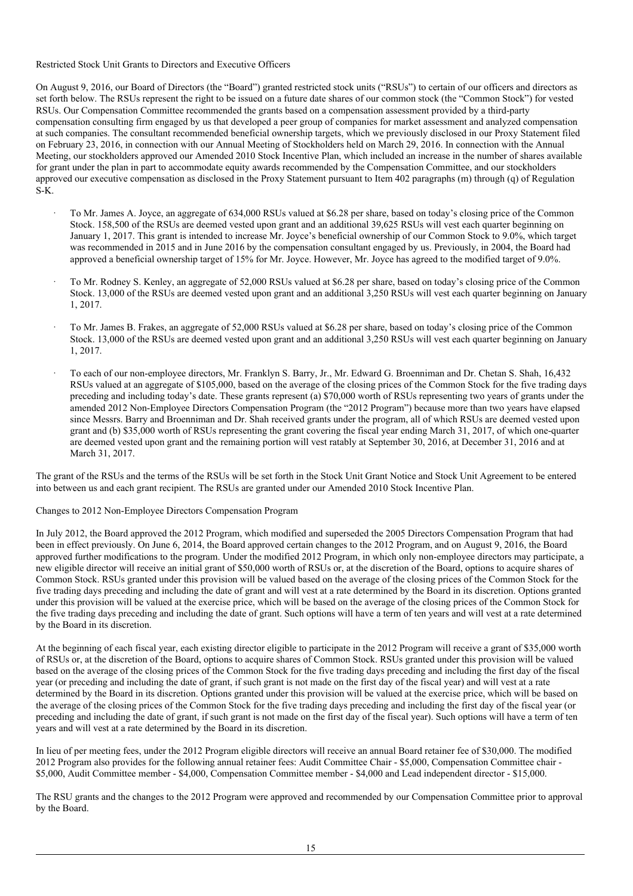Restricted Stock Unit Grants to Directors and Executive Officers

On August 9, 2016, our Board of Directors (the "Board") granted restricted stock units ("RSUs") to certain of our officers and directors as set forth below. The RSUs represent the right to be issued on a future date shares of our common stock (the "Common Stock") for vested RSUs. Our Compensation Committee recommended the grants based on a compensation assessment provided by a third-party compensation consulting firm engaged by us that developed a peer group of companies for market assessment and analyzed compensation at such companies. The consultant recommended beneficial ownership targets, which we previously disclosed in our Proxy Statement filed on February 23, 2016, in connection with our Annual Meeting of Stockholders held on March 29, 2016. In connection with the Annual Meeting, our stockholders approved our Amended 2010 Stock Incentive Plan, which included an increase in the number of shares available for grant under the plan in part to accommodate equity awards recommended by the Compensation Committee, and our stockholders approved our executive compensation as disclosed in the Proxy Statement pursuant to Item 402 paragraphs (m) through (q) of Regulation S-K.

- To Mr. James A. Joyce, an aggregate of 634,000 RSUs valued at $6.28 per share, based on today's closing price of the Common Stock. 158,500 of the RSUs are deemed vested upon grant and an additional 39,625 RSUs will vest each quarter beginning on January 1, 2017. This grant is intended to increase Mr. Joyce's beneficial ownership of our Common Stock to 9.0%, which target was recommended in 2015 and in June 2016 by the compensation consultant engaged by us. Previously, in 2004, the Board had approved a beneficial ownership target of 15% for Mr. Joyce. However, Mr. Joyce has agreed to the modified target of 9.0%.
- To Mr. Rodney S. Kenley, an aggregate of 52,000 RSUs valued at $6.28 per share, based on today's closing price of the Common Stock. 13,000 of the RSUs are deemed vested upon grant and an additional 3,250 RSUs will vest each quarter beginning on January 1, 2017.
- To Mr. James B. Frakes, an aggregate of 52,000 RSUs valued at $6.28 per share, based on today's closing price of the Common Stock. 13,000 of the RSUs are deemed vested upon grant and an additional 3,250 RSUs will vest each quarter beginning on January 1, 2017.
- To each of our non-employee directors, Mr. Franklyn S. Barry, Jr., Mr. Edward G. Broenniman and Dr. Chetan S. Shah, 16,432 RSUs valued at an aggregate of $105,000, based on the average of the closing prices of the Common Stock for the five trading days preceding and including today's date. These grants represent (a) $70,000 worth of RSUs representing two years of grants under the amended 2012 Non-Employee Directors Compensation Program (the "2012 Program") because more than two years have elapsed since Messrs. Barry and Broenniman and Dr. Shah received grants under the program, all of which RSUs are deemed vested upon grant and (b) $35,000 worth of RSUs representing the grant covering the fiscal year ending March 31, 2017, of which one-quarter are deemed vested upon grant and the remaining portion will vest ratably at September 30, 2016, at December 31, 2016 and at March 31, 2017.

The grant of the RSUs and the terms of the RSUs will be set forth in the Stock Unit Grant Notice and Stock Unit Agreement to be entered into between us and each grant recipient. The RSUs are granted under our Amended 2010 Stock Incentive Plan.

Changes to 2012 Non-Employee Directors Compensation Program

In July 2012, the Board approved the 2012 Program, which modified and superseded the 2005 Directors Compensation Program that had been in effect previously. On June 6, 2014, the Board approved certain changes to the 2012 Program, and on August 9, 2016, the Board approved further modifications to the program. Under the modified 2012 Program, in which only non-employee directors may participate, a new eligible director will receive an initial grant of $50,000 worth of RSUs or, at the discretion of the Board, options to acquire shares of Common Stock. RSUs granted under this provision will be valued based on the average of the closing prices of the Common Stock for the five trading days preceding and including the date of grant and will vest at a rate determined by the Board in its discretion. Options granted under this provision will be valued at the exercise price, which will be based on the average of the closing prices of the Common Stock for the five trading days preceding and including the date of grant. Such options will have a term of ten years and will vest at a rate determined by the Board in its discretion.

At the beginning of each fiscal year, each existing director eligible to participate in the 2012 Program will receive a grant of $35,000 worth of RSUs or, at the discretion of the Board, options to acquire shares of Common Stock. RSUs granted under this provision will be valued based on the average of the closing prices of the Common Stock for the five trading days preceding and including the first day of the fiscal year (or preceding and including the date of grant, if such grant is not made on the first day of the fiscal year) and will vest at a rate determined by the Board in its discretion. Options granted under this provision will be valued at the exercise price, which will be based on the average of the closing prices of the Common Stock for the five trading days preceding and including the first day of the fiscal year (or preceding and including the date of grant, if such grant is not made on the first day of the fiscal year). Such options will have a term of ten years and will vest at a rate determined by the Board in its discretion.

In lieu of per meeting fees, under the 2012 Program eligible directors will receive an annual Board retainer fee of $30,000. The modified 2012 Program also provides for the following annual retainer fees: Audit Committee Chair - $5,000, Compensation Committee chair - $5,000, Audit Committee member - $4,000, Compensation Committee member - $4,000 and Lead independent director - $15,000.

The RSU grants and the changes to the 2012 Program were approved and recommended by our Compensation Committee prior to approval by the Board.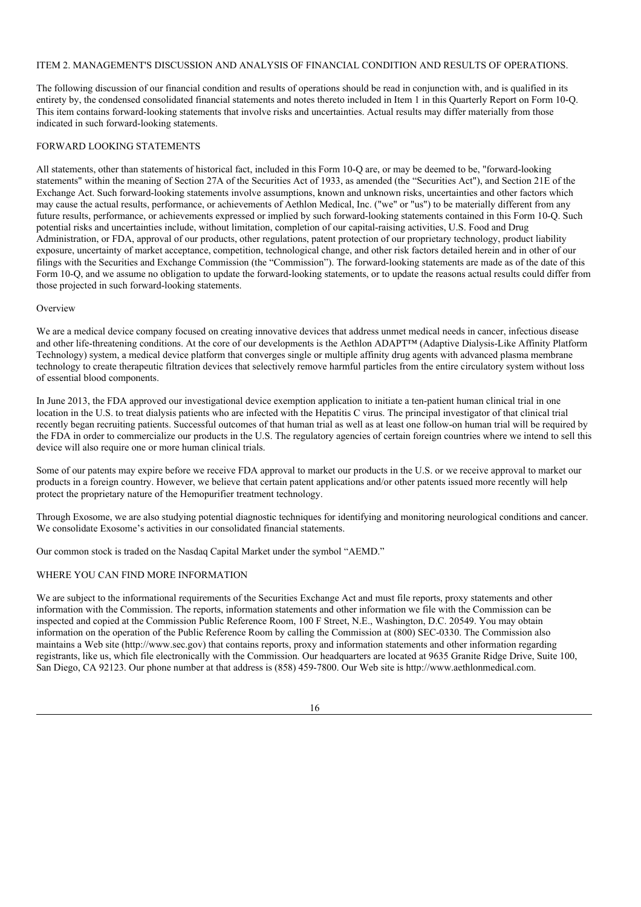## ITEM 2. MANAGEMENT'S DISCUSSION AND ANALYSIS OF FINANCIAL CONDITION AND RESULTS OF OPERATIONS.

The following discussion of our financial condition and results of operations should be read in conjunction with, and is qualified in its entirety by, the condensed consolidated financial statements and notes thereto included in Item 1 in this Quarterly Report on Form 10-Q. This item contains forward-looking statements that involve risks and uncertainties. Actual results may differ materially from those indicated in such forward-looking statements.

### FORWARD LOOKING STATEMENTS

All statements, other than statements of historical fact, included in this Form 10-Q are, or may be deemed to be, "forward-looking statements" within the meaning of Section 27A of the Securities Act of 1933, as amended (the "Securities Act"), and Section 21E of the Exchange Act. Such forward-looking statements involve assumptions, known and unknown risks, uncertainties and other factors which may cause the actual results, performance, or achievements of Aethlon Medical, Inc. ("we" or "us") to be materially different from any future results, performance, or achievements expressed or implied by such forward-looking statements contained in this Form 10-Q. Such potential risks and uncertainties include, without limitation, completion of our capital-raising activities, U.S. Food and Drug Administration, or FDA, approval of our products, other regulations, patent protection of our proprietary technology, product liability exposure, uncertainty of market acceptance, competition, technological change, and other risk factors detailed herein and in other of our filings with the Securities and Exchange Commission (the "Commission"). The forward-looking statements are made as of the date of this Form 10-Q, and we assume no obligation to update the forward-looking statements, or to update the reasons actual results could differ from those projected in such forward-looking statements.

### Overview

We are a medical device company focused on creating innovative devices that address unmet medical needs in cancer, infectious disease and other life-threatening conditions. At the core of our developments is the Aethlon ADAPT™ (Adaptive Dialysis-Like Affinity Platform Technology) system, a medical device platform that converges single or multiple affinity drug agents with advanced plasma membrane technology to create therapeutic filtration devices that selectively remove harmful particles from the entire circulatory system without loss of essential blood components.

In June 2013, the FDA approved our investigational device exemption application to initiate a ten-patient human clinical trial in one location in the U.S. to treat dialysis patients who are infected with the Hepatitis C virus. The principal investigator of that clinical trial recently began recruiting patients. Successful outcomes of that human trial as well as at least one follow-on human trial will be required by the FDA in order to commercialize our products in the U.S. The regulatory agencies of certain foreign countries where we intend to sell this device will also require one or more human clinical trials.

Some of our patents may expire before we receive FDA approval to market our products in the U.S. or we receive approval to market our products in a foreign country. However, we believe that certain patent applications and/or other patents issued more recently will help protect the proprietary nature of the Hemopurifier treatment technology.

Through Exosome, we are also studying potential diagnostic techniques for identifying and monitoring neurological conditions and cancer. We consolidate Exosome's activities in our consolidated financial statements.

Our common stock is traded on the Nasdaq Capital Market under the symbol "AEMD."

### WHERE YOU CAN FIND MORE INFORMATION

We are subject to the informational requirements of the Securities Exchange Act and must file reports, proxy statements and other information with the Commission. The reports, information statements and other information we file with the Commission can be inspected and copied at the Commission Public Reference Room, 100 F Street, N.E., Washington, D.C. 20549. You may obtain information on the operation of the Public Reference Room by calling the Commission at (800) SEC-0330. The Commission also maintains a Web site (http://www.sec.gov) that contains reports, proxy and information statements and other information regarding registrants, like us, which file electronically with the Commission. Our headquarters are located at 9635 Granite Ridge Drive, Suite 100, San Diego, CA 92123. Our phone number at that address is (858) 459-7800. Our Web site is http://www.aethlonmedical.com.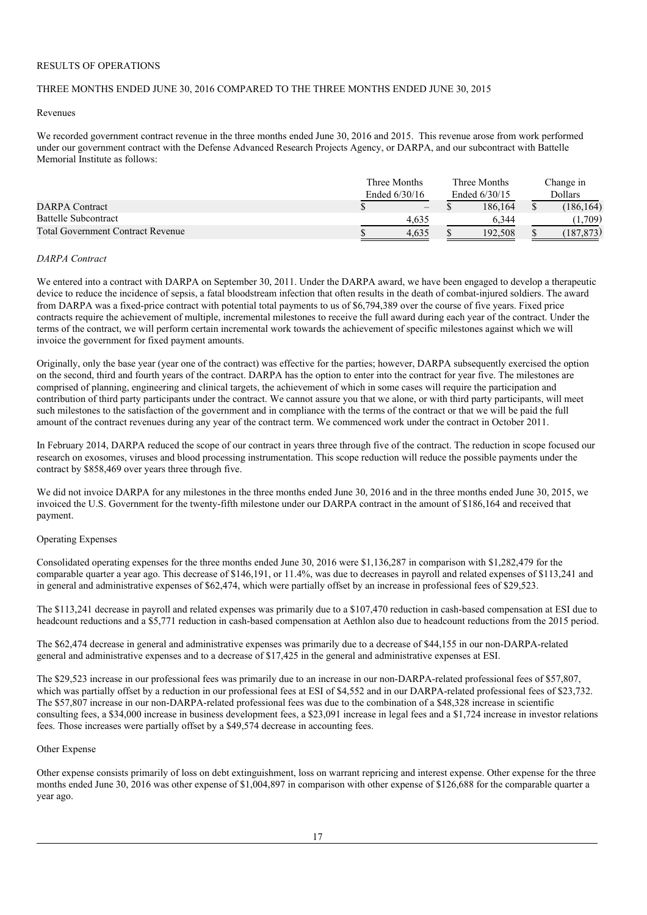RESULTS OF OPERATIONS

THREE MONTHS ENDED JUNE 30, 2016 COMPARED TO THE THREE MONTHS ENDED JUNE 30, 2015

Revenues

We recorded government contract revenue in the three months ended June 30, 2016 and 2015. This revenue arose from work performed under our government contract with the Defense Advanced Research Projects Agency, or DARPA, and our subcontract with Battelle Memorial Institute as follows:

| | Three Months Ended 6/30/16 | Three Months Ended 6/30/15 | Change in Dollars |
|---|---|---|---|
| DARPA Contract | $ – | $ 186,164 | $ (186,164) |
| Battelle Subcontract | 4,635 | 6,344 | (1,709) |
| Total Government Contract Revenue | $ 4,635 | $ 192,508 | $ (187,873) |

*DARPA Contract*

We entered into a contract with DARPA on September 30, 2011. Under the DARPA award, we have been engaged to develop a therapeutic device to reduce the incidence of sepsis, a fatal bloodstream infection that often results in the death of combat-injured soldiers. The award from DARPA was a fixed-price contract with potential total payments to us of $6,794,389 over the course of five years. Fixed price contracts require the achievement of multiple, incremental milestones to receive the full award during each year of the contract. Under the terms of the contract, we will perform certain incremental work towards the achievement of specific milestones against which we will invoice the government for fixed payment amounts.

Originally, only the base year (year one of the contract) was effective for the parties; however, DARPA subsequently exercised the option on the second, third and fourth years of the contract. DARPA has the option to enter into the contract for year five. The milestones are comprised of planning, engineering and clinical targets, the achievement of which in some cases will require the participation and contribution of third party participants under the contract. We cannot assure you that we alone, or with third party participants, will meet such milestones to the satisfaction of the government and in compliance with the terms of the contract or that we will be paid the full amount of the contract revenues during any year of the contract term. We commenced work under the contract in October 2011.

In February 2014, DARPA reduced the scope of our contract in years three through five of the contract. The reduction in scope focused our research on exosomes, viruses and blood processing instrumentation. This scope reduction will reduce the possible payments under the contract by $858,469 over years three through five.

We did not invoice DARPA for any milestones in the three months ended June 30, 2016 and in the three months ended June 30, 2015, we invoiced the U.S. Government for the twenty-fifth milestone under our DARPA contract in the amount of $186,164 and received that payment.

Operating Expenses

Consolidated operating expenses for the three months ended June 30, 2016 were $1,136,287 in comparison with $1,282,479 for the comparable quarter a year ago. This decrease of $146,191, or 11.4%, was due to decreases in payroll and related expenses of $113,241 and in general and administrative expenses of $62,474, which were partially offset by an increase in professional fees of $29,523.

The $113,241 decrease in payroll and related expenses was primarily due to a $107,470 reduction in cash-based compensation at ESI due to headcount reductions and a $5,771 reduction in cash-based compensation at Aethlon also due to headcount reductions from the 2015 period.

The $62,474 decrease in general and administrative expenses was primarily due to a decrease of $44,155 in our non-DARPA-related general and administrative expenses and to a decrease of $17,425 in the general and administrative expenses at ESI.

The $29,523 increase in our professional fees was primarily due to an increase in our non-DARPA-related professional fees of $57,807, which was partially offset by a reduction in our professional fees at ESI of $4,552 and in our DARPA-related professional fees of $23,732. The $57,807 increase in our non-DARPA-related professional fees was due to the combination of a $48,328 increase in scientific consulting fees, a $34,000 increase in business development fees, a $23,091 increase in legal fees and a $1,724 increase in investor relations fees. Those increases were partially offset by a $49,574 decrease in accounting fees.

Other Expense

Other expense consists primarily of loss on debt extinguishment, loss on warrant repricing and interest expense. Other expense for the three months ended June 30, 2016 was other expense of $1,004,897 in comparison with other expense of $126,688 for the comparable quarter a year ago.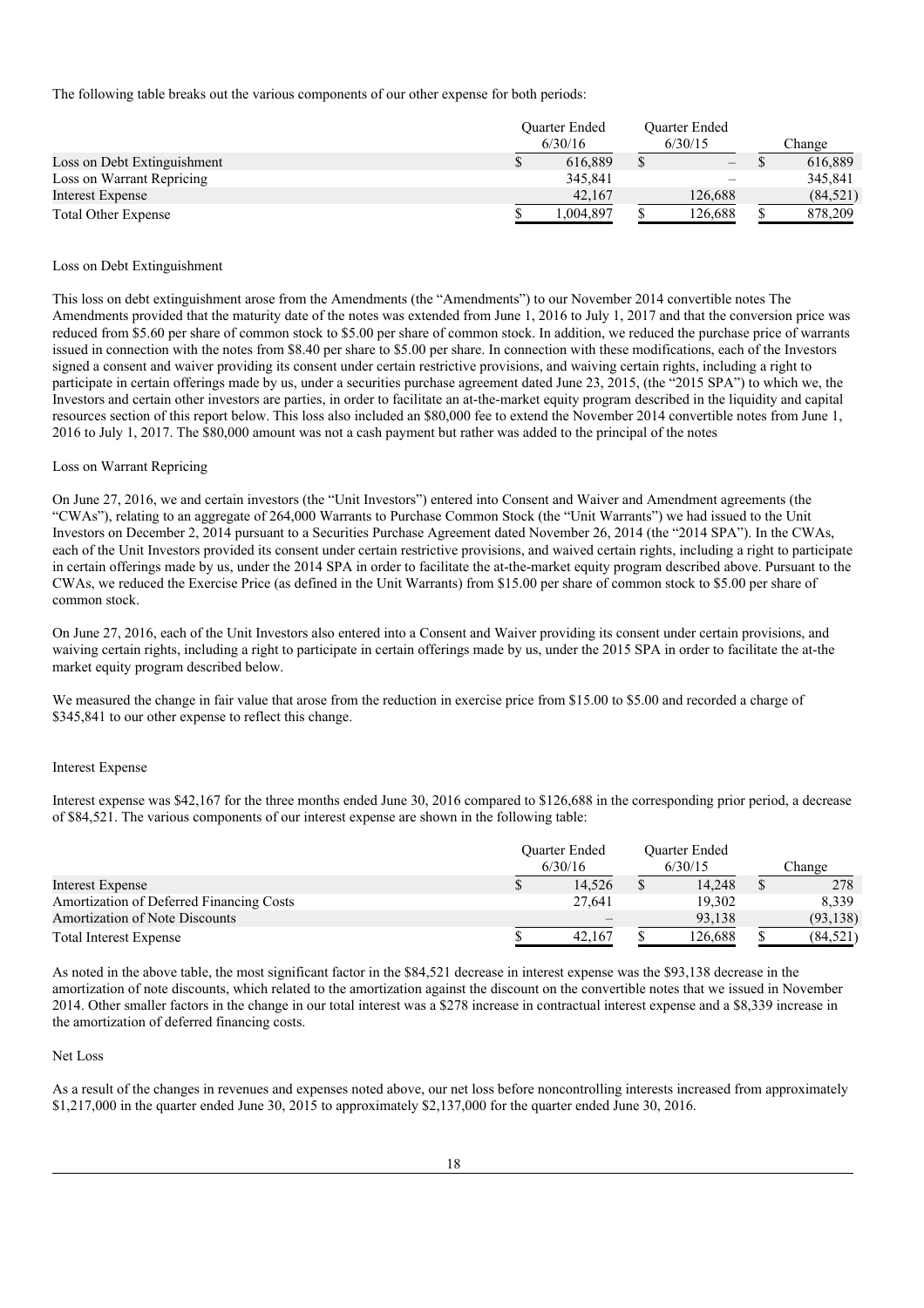The following table breaks out the various components of our other expense for both periods:

| | Quarter Ended 6/30/16 | Quarter Ended 6/30/15 | Change |
|---|---|---|---|
| Loss on Debt Extinguishment | $ 616,889 | $ – | $ 616,889 |
| Loss on Warrant Repricing | 345,841 | – | 345,841 |
| Interest Expense | 42,167 | 126,688 | (84,521) |
| Total Other Expense | $ 1,004,897 | $ 126,688 | $ 878,209 |

Loss on Debt Extinguishment

This loss on debt extinguishment arose from the Amendments (the "Amendments") to our November 2014 convertible notes The Amendments provided that the maturity date of the notes was extended from June 1, 2016 to July 1, 2017 and that the conversion price was reduced from $5.60 per share of common stock to $5.00 per share of common stock. In addition, we reduced the purchase price of warrants issued in connection with the notes from $8.40 per share to $5.00 per share. In connection with these modifications, each of the Investors signed a consent and waiver providing its consent under certain restrictive provisions, and waiving certain rights, including a right to participate in certain offerings made by us, under a securities purchase agreement dated June 23, 2015, (the "2015 SPA") to which we, the Investors and certain other investors are parties, in order to facilitate an at-the-market equity program described in the liquidity and capital resources section of this report below. This loss also included an $80,000 fee to extend the November 2014 convertible notes from June 1, 2016 to July 1, 2017. The $80,000 amount was not a cash payment but rather was added to the principal of the notes

Loss on Warrant Repricing

On June 27, 2016, we and certain investors (the "Unit Investors") entered into Consent and Waiver and Amendment agreements (the "CWAs"), relating to an aggregate of 264,000 Warrants to Purchase Common Stock (the "Unit Warrants") we had issued to the Unit Investors on December 2, 2014 pursuant to a Securities Purchase Agreement dated November 26, 2014 (the "2014 SPA"). In the CWAs, each of the Unit Investors provided its consent under certain restrictive provisions, and waived certain rights, including a right to participate in certain offerings made by us, under the 2014 SPA in order to facilitate the at-the-market equity program described above. Pursuant to the CWAs, we reduced the Exercise Price (as defined in the Unit Warrants) from $15.00 per share of common stock to $5.00 per share of common stock.

On June 27, 2016, each of the Unit Investors also entered into a Consent and Waiver providing its consent under certain provisions, and waiving certain rights, including a right to participate in certain offerings made by us, under the 2015 SPA in order to facilitate the at-the market equity program described below.

We measured the change in fair value that arose from the reduction in exercise price from $15.00 to $5.00 and recorded a charge of $345,841 to our other expense to reflect this change.

Interest Expense

Interest expense was $42,167 for the three months ended June 30, 2016 compared to $126,688 in the corresponding prior period, a decrease of $84,521. The various components of our interest expense are shown in the following table:

| | Quarter Ended 6/30/16 | Quarter Ended 6/30/15 | Change |
|---|---|---|---|
| Interest Expense | $ 14,526 | $ 14,248 | $ 278 |
| Amortization of Deferred Financing Costs | 27,641 | 19,302 | 8,339 |
| Amortization of Note Discounts | – | 93,138 | (93,138) |
| Total Interest Expense | $ 42,167 | $ 126,688 | $ (84,521) |

As noted in the above table, the most significant factor in the $84,521 decrease in interest expense was the $93,138 decrease in the amortization of note discounts, which related to the amortization against the discount on the convertible notes that we issued in November 2014. Other smaller factors in the change in our total interest was a $278 increase in contractual interest expense and a $8,339 increase in the amortization of deferred financing costs.

Net Loss

As a result of the changes in revenues and expenses noted above, our net loss before noncontrolling interests increased from approximately $1,217,000 in the quarter ended June 30, 2015 to approximately $2,137,000 for the quarter ended June 30, 2016.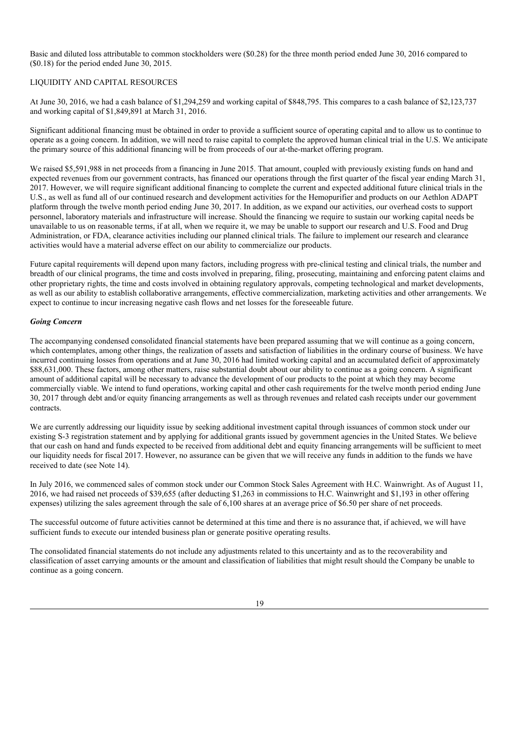Basic and diluted loss attributable to common stockholders were ($0.28) for the three month period ended June 30, 2016 compared to ($0.18) for the period ended June 30, 2015.

## LIQUIDITY AND CAPITAL RESOURCES

At June 30, 2016, we had a cash balance of $1,294,259 and working capital of $848,795. This compares to a cash balance of $2,123,737 and working capital of $1,849,891 at March 31, 2016.

Significant additional financing must be obtained in order to provide a sufficient source of operating capital and to allow us to continue to operate as a going concern. In addition, we will need to raise capital to complete the approved human clinical trial in the U.S. We anticipate the primary source of this additional financing will be from proceeds of our at-the-market offering program.

We raised $5,591,988 in net proceeds from a financing in June 2015. That amount, coupled with previously existing funds on hand and expected revenues from our government contracts, has financed our operations through the first quarter of the fiscal year ending March 31, 2017. However, we will require significant additional financing to complete the current and expected additional future clinical trials in the U.S., as well as fund all of our continued research and development activities for the Hemopurifier and products on our Aethlon ADAPT platform through the twelve month period ending June 30, 2017. In addition, as we expand our activities, our overhead costs to support personnel, laboratory materials and infrastructure will increase. Should the financing we require to sustain our working capital needs be unavailable to us on reasonable terms, if at all, when we require it, we may be unable to support our research and U.S. Food and Drug Administration, or FDA, clearance activities including our planned clinical trials. The failure to implement our research and clearance activities would have a material adverse effect on our ability to commercialize our products.

Future capital requirements will depend upon many factors, including progress with pre-clinical testing and clinical trials, the number and breadth of our clinical programs, the time and costs involved in preparing, filing, prosecuting, maintaining and enforcing patent claims and other proprietary rights, the time and costs involved in obtaining regulatory approvals, competing technological and market developments, as well as our ability to establish collaborative arrangements, effective commercialization, marketing activities and other arrangements. We expect to continue to incur increasing negative cash flows and net losses for the foreseeable future.

### *Going Concern*

The accompanying condensed consolidated financial statements have been prepared assuming that we will continue as a going concern, which contemplates, among other things, the realization of assets and satisfaction of liabilities in the ordinary course of business. We have incurred continuing losses from operations and at June 30, 2016 had limited working capital and an accumulated deficit of approximately $88,631,000. These factors, among other matters, raise substantial doubt about our ability to continue as a going concern. A significant amount of additional capital will be necessary to advance the development of our products to the point at which they may become commercially viable. We intend to fund operations, working capital and other cash requirements for the twelve month period ending June 30, 2017 through debt and/or equity financing arrangements as well as through revenues and related cash receipts under our government contracts.

We are currently addressing our liquidity issue by seeking additional investment capital through issuances of common stock under our existing S-3 registration statement and by applying for additional grants issued by government agencies in the United States. We believe that our cash on hand and funds expected to be received from additional debt and equity financing arrangements will be sufficient to meet our liquidity needs for fiscal 2017. However, no assurance can be given that we will receive any funds in addition to the funds we have received to date (see Note 14).

In July 2016, we commenced sales of common stock under our Common Stock Sales Agreement with H.C. Wainwright. As of August 11, 2016, we had raised net proceeds of $39,655 (after deducting $1,263 in commissions to H.C. Wainwright and $1,193 in other offering expenses) utilizing the sales agreement through the sale of 6,100 shares at an average price of $6.50 per share of net proceeds.

The successful outcome of future activities cannot be determined at this time and there is no assurance that, if achieved, we will have sufficient funds to execute our intended business plan or generate positive operating results.

The consolidated financial statements do not include any adjustments related to this uncertainty and as to the recoverability and classification of asset carrying amounts or the amount and classification of liabilities that might result should the Company be unable to continue as a going concern.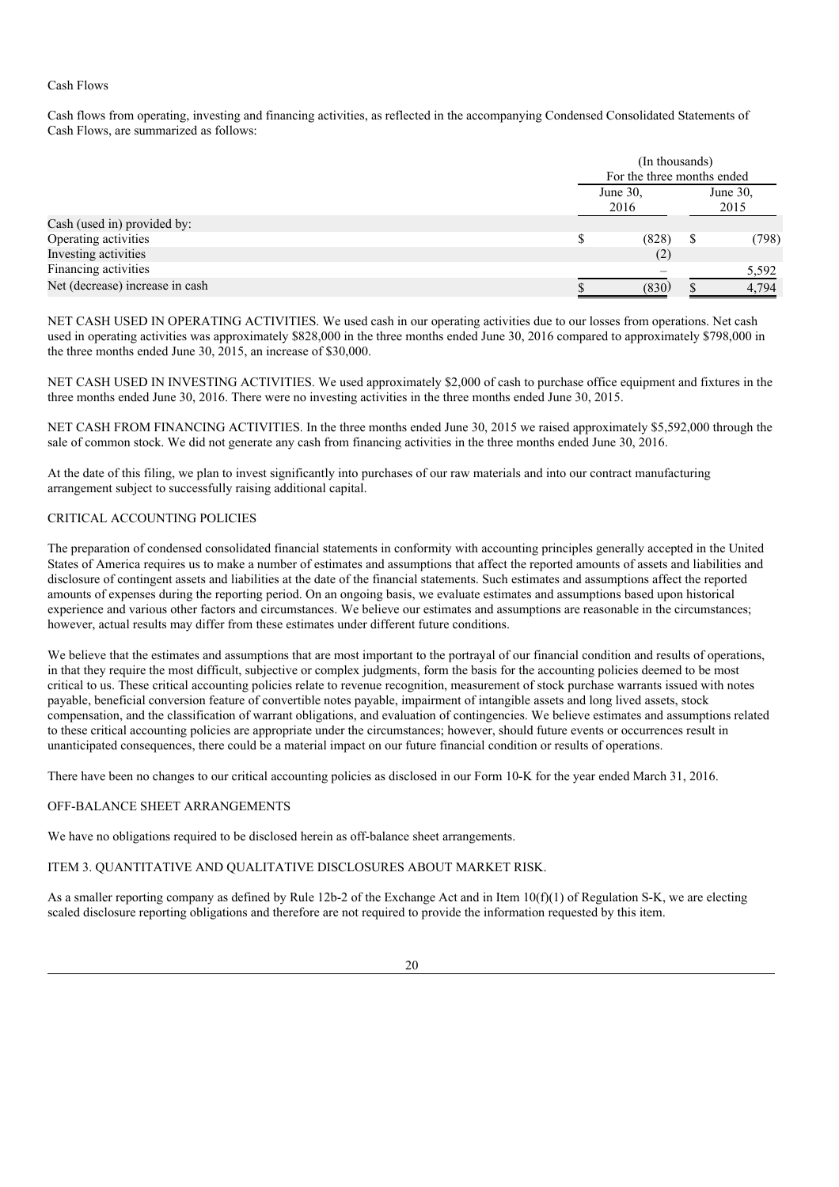Cash Flows

Cash flows from operating, investing and financing activities, as reflected in the accompanying Condensed Consolidated Statements of Cash Flows, are summarized as follows:

| | (In thousands) | |
|---|---|---|
| | For the three months ended | |
| | June 30, 2016 | June 30, 2015 |
| Cash (used in) provided by: | | |
| Operating activities | $ (828) | $ (798) |
| Investing activities | (2) | |
| Financing activities | – | 5,592 |
| Net (decrease) increase in cash | $ (830) | $ 4,794 |

NET CASH USED IN OPERATING ACTIVITIES. We used cash in our operating activities due to our losses from operations. Net cash used in operating activities was approximately $828,000 in the three months ended June 30, 2016 compared to approximately $798,000 in the three months ended June 30, 2015, an increase of $30,000.

NET CASH USED IN INVESTING ACTIVITIES. We used approximately $2,000 of cash to purchase office equipment and fixtures in the three months ended June 30, 2016. There were no investing activities in the three months ended June 30, 2015.

NET CASH FROM FINANCING ACTIVITIES. In the three months ended June 30, 2015 we raised approximately $5,592,000 through the sale of common stock. We did not generate any cash from financing activities in the three months ended June 30, 2016.

At the date of this filing, we plan to invest significantly into purchases of our raw materials and into our contract manufacturing arrangement subject to successfully raising additional capital.

## CRITICAL ACCOUNTING POLICIES

The preparation of condensed consolidated financial statements in conformity with accounting principles generally accepted in the United States of America requires us to make a number of estimates and assumptions that affect the reported amounts of assets and liabilities and disclosure of contingent assets and liabilities at the date of the financial statements. Such estimates and assumptions affect the reported amounts of expenses during the reporting period. On an ongoing basis, we evaluate estimates and assumptions based upon historical experience and various other factors and circumstances. We believe our estimates and assumptions are reasonable in the circumstances; however, actual results may differ from these estimates under different future conditions.

We believe that the estimates and assumptions that are most important to the portrayal of our financial condition and results of operations, in that they require the most difficult, subjective or complex judgments, form the basis for the accounting policies deemed to be most critical to us. These critical accounting policies relate to revenue recognition, measurement of stock purchase warrants issued with notes payable, beneficial conversion feature of convertible notes payable, impairment of intangible assets and long lived assets, stock compensation, and the classification of warrant obligations, and evaluation of contingencies. We believe estimates and assumptions related to these critical accounting policies are appropriate under the circumstances; however, should future events or occurrences result in unanticipated consequences, there could be a material impact on our future financial condition or results of operations.

There have been no changes to our critical accounting policies as disclosed in our Form 10-K for the year ended March 31, 2016.

## OFF-BALANCE SHEET ARRANGEMENTS

We have no obligations required to be disclosed herein as off-balance sheet arrangements.

## ITEM 3. QUANTITATIVE AND QUALITATIVE DISCLOSURES ABOUT MARKET RISK.

As a smaller reporting company as defined by Rule 12b-2 of the Exchange Act and in Item 10(f)(1) of Regulation S-K, we are electing scaled disclosure reporting obligations and therefore are not required to provide the information requested by this item.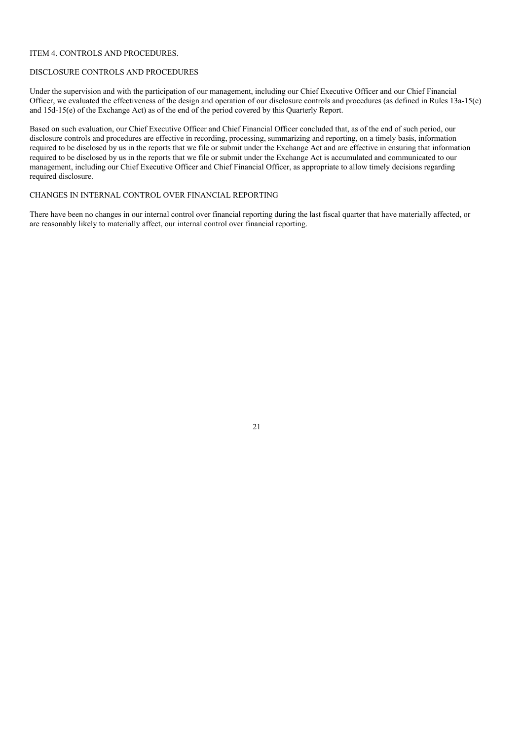## ITEM 4. CONTROLS AND PROCEDURES.

### DISCLOSURE CONTROLS AND PROCEDURES

Under the supervision and with the participation of our management, including our Chief Executive Officer and our Chief Financial Officer, we evaluated the effectiveness of the design and operation of our disclosure controls and procedures (as defined in Rules 13a-15(e) and 15d-15(e) of the Exchange Act) as of the end of the period covered by this Quarterly Report.

Based on such evaluation, our Chief Executive Officer and Chief Financial Officer concluded that, as of the end of such period, our disclosure controls and procedures are effective in recording, processing, summarizing and reporting, on a timely basis, information required to be disclosed by us in the reports that we file or submit under the Exchange Act and are effective in ensuring that information required to be disclosed by us in the reports that we file or submit under the Exchange Act is accumulated and communicated to our management, including our Chief Executive Officer and Chief Financial Officer, as appropriate to allow timely decisions regarding required disclosure.

### CHANGES IN INTERNAL CONTROL OVER FINANCIAL REPORTING

There have been no changes in our internal control over financial reporting during the last fiscal quarter that have materially affected, or are reasonably likely to materially affect, our internal control over financial reporting.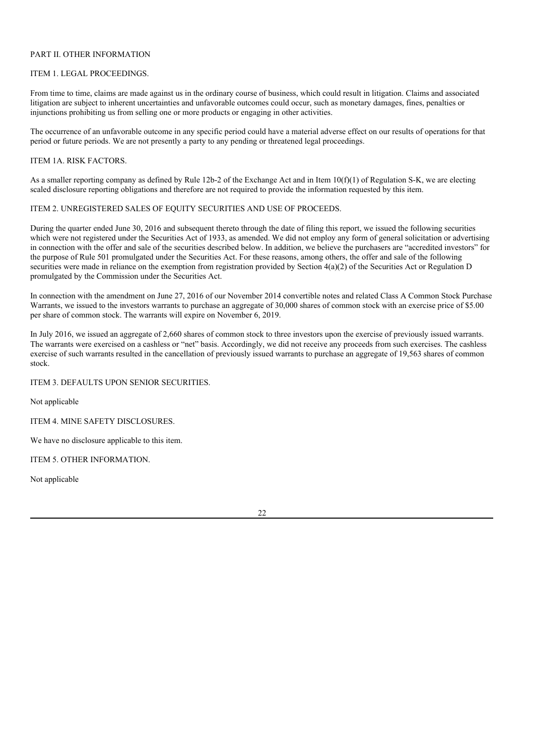## PART II. OTHER INFORMATION

### ITEM 1. LEGAL PROCEEDINGS.

From time to time, claims are made against us in the ordinary course of business, which could result in litigation. Claims and associated litigation are subject to inherent uncertainties and unfavorable outcomes could occur, such as monetary damages, fines, penalties or injunctions prohibiting us from selling one or more products or engaging in other activities.

The occurrence of an unfavorable outcome in any specific period could have a material adverse effect on our results of operations for that period or future periods. We are not presently a party to any pending or threatened legal proceedings.

### ITEM 1A. RISK FACTORS.

As a smaller reporting company as defined by Rule 12b-2 of the Exchange Act and in Item 10(f)(1) of Regulation S-K, we are electing scaled disclosure reporting obligations and therefore are not required to provide the information requested by this item.

### ITEM 2. UNREGISTERED SALES OF EQUITY SECURITIES AND USE OF PROCEEDS.

During the quarter ended June 30, 2016 and subsequent thereto through the date of filing this report, we issued the following securities which were not registered under the Securities Act of 1933, as amended. We did not employ any form of general solicitation or advertising in connection with the offer and sale of the securities described below. In addition, we believe the purchasers are "accredited investors" for the purpose of Rule 501 promulgated under the Securities Act. For these reasons, among others, the offer and sale of the following securities were made in reliance on the exemption from registration provided by Section 4(a)(2) of the Securities Act or Regulation D promulgated by the Commission under the Securities Act.

In connection with the amendment on June 27, 2016 of our November 2014 convertible notes and related Class A Common Stock Purchase Warrants, we issued to the investors warrants to purchase an aggregate of 30,000 shares of common stock with an exercise price of $5.00 per share of common stock. The warrants will expire on November 6, 2019.

In July 2016, we issued an aggregate of 2,660 shares of common stock to three investors upon the exercise of previously issued warrants. The warrants were exercised on a cashless or "net" basis. Accordingly, we did not receive any proceeds from such exercises. The cashless exercise of such warrants resulted in the cancellation of previously issued warrants to purchase an aggregate of 19,563 shares of common stock.

### ITEM 3. DEFAULTS UPON SENIOR SECURITIES.

Not applicable

### ITEM 4. MINE SAFETY DISCLOSURES.

We have no disclosure applicable to this item.

### ITEM 5. OTHER INFORMATION.

Not applicable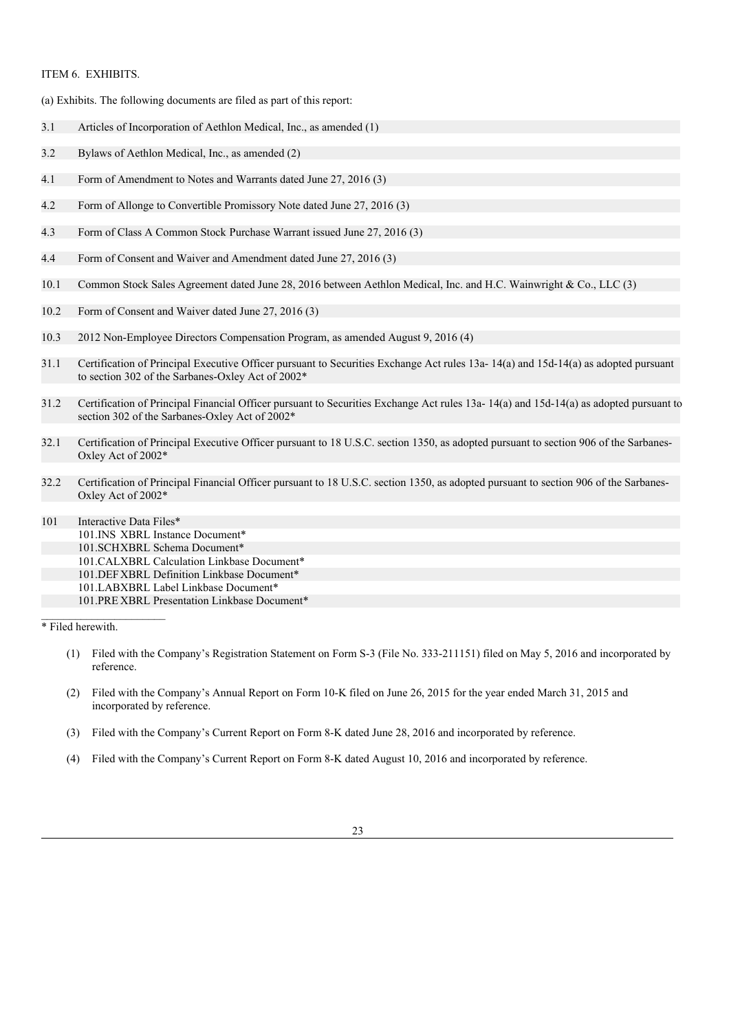ITEM 6. EXHIBITS.

(a) Exhibits. The following documents are filed as part of this report:

| | |
|---|---|
| 3.1 | Articles of Incorporation of Aethlon Medical, Inc., as amended (1) |
| 3.2 | Bylaws of Aethlon Medical, Inc., as amended (2) |
| 4.1 | Form of Amendment to Notes and Warrants dated June 27, 2016 (3) |
| 4.2 | Form of Allonge to Convertible Promissory Note dated June 27, 2016 (3) |
| 4.3 | Form of Class A Common Stock Purchase Warrant issued June 27, 2016 (3) |
| 4.4 | Form of Consent and Waiver and Amendment dated June 27, 2016 (3) |
| 10.1 | Common Stock Sales Agreement dated June 28, 2016 between Aethlon Medical, Inc. and H.C. Wainwright & Co., LLC (3) |
| 10.2 | Form of Consent and Waiver dated June 27, 2016 (3) |
| 10.3 | 2012 Non-Employee Directors Compensation Program, as amended August 9, 2016 (4) |
| 31.1 | Certification of Principal Executive Officer pursuant to Securities Exchange Act rules 13a- 14(a) and 15d-14(a) as adopted pursuant to section 302 of the Sarbanes-Oxley Act of 2002* |
| 31.2 | Certification of Principal Financial Officer pursuant to Securities Exchange Act rules 13a- 14(a) and 15d-14(a) as adopted pursuant to section 302 of the Sarbanes-Oxley Act of 2002* |
| 32.1 | Certification of Principal Executive Officer pursuant to 18 U.S.C. section 1350, as adopted pursuant to section 906 of the Sarbanes-Oxley Act of 2002* |
| 32.2 | Certification of Principal Financial Officer pursuant to 18 U.S.C. section 1350, as adopted pursuant to section 906 of the Sarbanes-Oxley Act of 2002* |
| 101 | Interactive Data Files* |
| | 101.INS XBRL Instance Document* |
| | 101.SCH XBRL Schema Document* |
| | 101.CAL XBRL Calculation Linkbase Document* |
| | 101.DEF XBRL Definition Linkbase Document* |
| | 101.LAB XBRL Label Linkbase Document* |
| | 101.PRE XBRL Presentation Linkbase Document* |

* Filed herewith.

(1) Filed with the Company's Registration Statement on Form S-3 (File No. 333-211151) filed on May 5, 2016 and incorporated by reference.

(2) Filed with the Company's Annual Report on Form 10-K filed on June 26, 2015 for the year ended March 31, 2015 and incorporated by reference.

(3) Filed with the Company's Current Report on Form 8-K dated June 28, 2016 and incorporated by reference.

(4) Filed with the Company's Current Report on Form 8-K dated August 10, 2016 and incorporated by reference.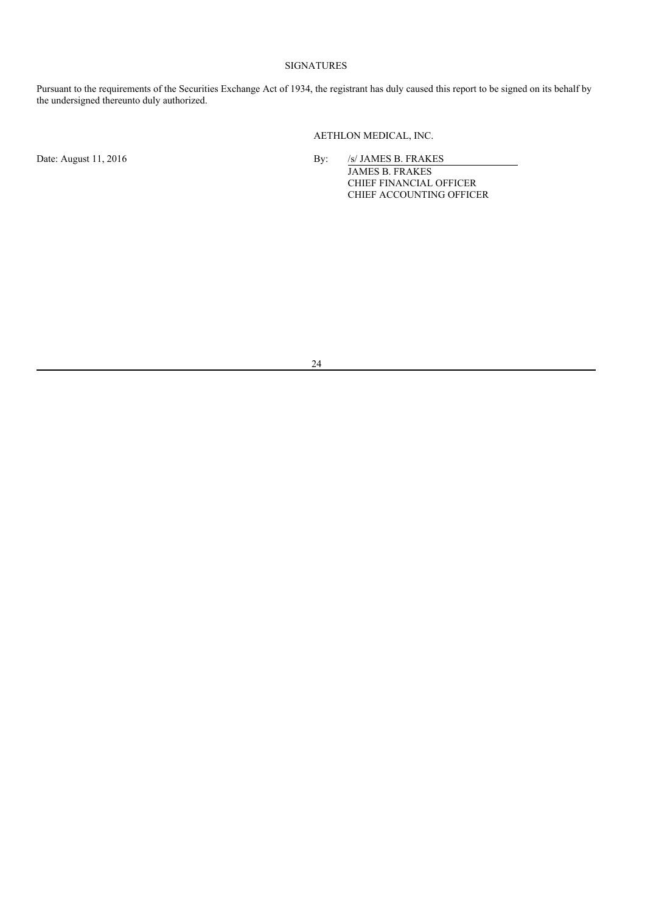SIGNATURES

Pursuant to the requirements of the Securities Exchange Act of 1934, the registrant has duly caused this report to be signed on its behalf by the undersigned thereunto duly authorized.

AETHLON MEDICAL, INC.

Date: August 11, 2016

By: /s/ JAMES B. FRAKES
JAMES B. FRAKES
CHIEF FINANCIAL OFFICER
CHIEF ACCOUNTING OFFICER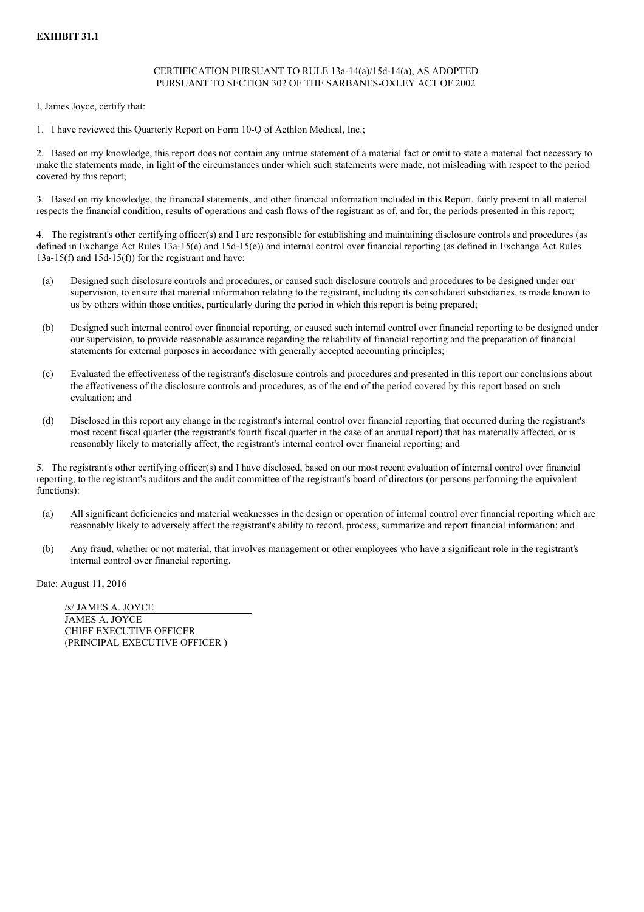**EXHIBIT 31.1**

CERTIFICATION PURSUANT TO RULE 13a-14(a)/15d-14(a), AS ADOPTED PURSUANT TO SECTION 302 OF THE SARBANES-OXLEY ACT OF 2002

I, James Joyce, certify that:

1. I have reviewed this Quarterly Report on Form 10-Q of Aethlon Medical, Inc.;

2. Based on my knowledge, this report does not contain any untrue statement of a material fact or omit to state a material fact necessary to make the statements made, in light of the circumstances under which such statements were made, not misleading with respect to the period covered by this report;

3. Based on my knowledge, the financial statements, and other financial information included in this Report, fairly present in all material respects the financial condition, results of operations and cash flows of the registrant as of, and for, the periods presented in this report;

4. The registrant's other certifying officer(s) and I are responsible for establishing and maintaining disclosure controls and procedures (as defined in Exchange Act Rules 13a-15(e) and 15d-15(e)) and internal control over financial reporting (as defined in Exchange Act Rules 13a-15(f) and 15d-15(f)) for the registrant and have:

(a) Designed such disclosure controls and procedures, or caused such disclosure controls and procedures to be designed under our supervision, to ensure that material information relating to the registrant, including its consolidated subsidiaries, is made known to us by others within those entities, particularly during the period in which this report is being prepared;

(b) Designed such internal control over financial reporting, or caused such internal control over financial reporting to be designed under our supervision, to provide reasonable assurance regarding the reliability of financial reporting and the preparation of financial statements for external purposes in accordance with generally accepted accounting principles;

(c) Evaluated the effectiveness of the registrant's disclosure controls and procedures and presented in this report our conclusions about the effectiveness of the disclosure controls and procedures, as of the end of the period covered by this report based on such evaluation; and

(d) Disclosed in this report any change in the registrant's internal control over financial reporting that occurred during the registrant's most recent fiscal quarter (the registrant's fourth fiscal quarter in the case of an annual report) that has materially affected, or is reasonably likely to materially affect, the registrant's internal control over financial reporting; and

5. The registrant's other certifying officer(s) and I have disclosed, based on our most recent evaluation of internal control over financial reporting, to the registrant's auditors and the audit committee of the registrant's board of directors (or persons performing the equivalent functions):

(a) All significant deficiencies and material weaknesses in the design or operation of internal control over financial reporting which are reasonably likely to adversely affect the registrant's ability to record, process, summarize and report financial information; and

(b) Any fraud, whether or not material, that involves management or other employees who have a significant role in the registrant's internal control over financial reporting.

Date: August 11, 2016

/s/ JAMES A. JOYCE
JAMES A. JOYCE
CHIEF EXECUTIVE OFFICER
(PRINCIPAL EXECUTIVE OFFICER )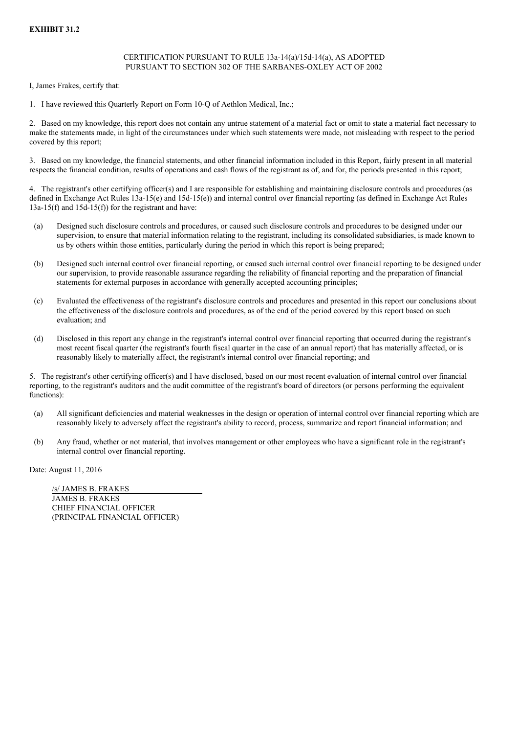**EXHIBIT 31.2**

CERTIFICATION PURSUANT TO RULE 13a-14(a)/15d-14(a), AS ADOPTED PURSUANT TO SECTION 302 OF THE SARBANES-OXLEY ACT OF 2002

I, James Frakes, certify that:

1. I have reviewed this Quarterly Report on Form 10-Q of Aethlon Medical, Inc.;

2. Based on my knowledge, this report does not contain any untrue statement of a material fact or omit to state a material fact necessary to make the statements made, in light of the circumstances under which such statements were made, not misleading with respect to the period covered by this report;

3. Based on my knowledge, the financial statements, and other financial information included in this Report, fairly present in all material respects the financial condition, results of operations and cash flows of the registrant as of, and for, the periods presented in this report;

4. The registrant's other certifying officer(s) and I are responsible for establishing and maintaining disclosure controls and procedures (as defined in Exchange Act Rules 13a-15(e) and 15d-15(e)) and internal control over financial reporting (as defined in Exchange Act Rules 13a-15(f) and 15d-15(f)) for the registrant and have:

(a) Designed such disclosure controls and procedures, or caused such disclosure controls and procedures to be designed under our supervision, to ensure that material information relating to the registrant, including its consolidated subsidiaries, is made known to us by others within those entities, particularly during the period in which this report is being prepared;

(b) Designed such internal control over financial reporting, or caused such internal control over financial reporting to be designed under our supervision, to provide reasonable assurance regarding the reliability of financial reporting and the preparation of financial statements for external purposes in accordance with generally accepted accounting principles;

(c) Evaluated the effectiveness of the registrant's disclosure controls and procedures and presented in this report our conclusions about the effectiveness of the disclosure controls and procedures, as of the end of the period covered by this report based on such evaluation; and

(d) Disclosed in this report any change in the registrant's internal control over financial reporting that occurred during the registrant's most recent fiscal quarter (the registrant's fourth fiscal quarter in the case of an annual report) that has materially affected, or is reasonably likely to materially affect, the registrant's internal control over financial reporting; and

5. The registrant's other certifying officer(s) and I have disclosed, based on our most recent evaluation of internal control over financial reporting, to the registrant's auditors and the audit committee of the registrant's board of directors (or persons performing the equivalent functions):

(a) All significant deficiencies and material weaknesses in the design or operation of internal control over financial reporting which are reasonably likely to adversely affect the registrant's ability to record, process, summarize and report financial information; and

(b) Any fraud, whether or not material, that involves management or other employees who have a significant role in the registrant's internal control over financial reporting.

Date: August 11, 2016

/s/ JAMES B. FRAKES
JAMES B. FRAKES
CHIEF FINANCIAL OFFICER
(PRINCIPAL FINANCIAL OFFICER)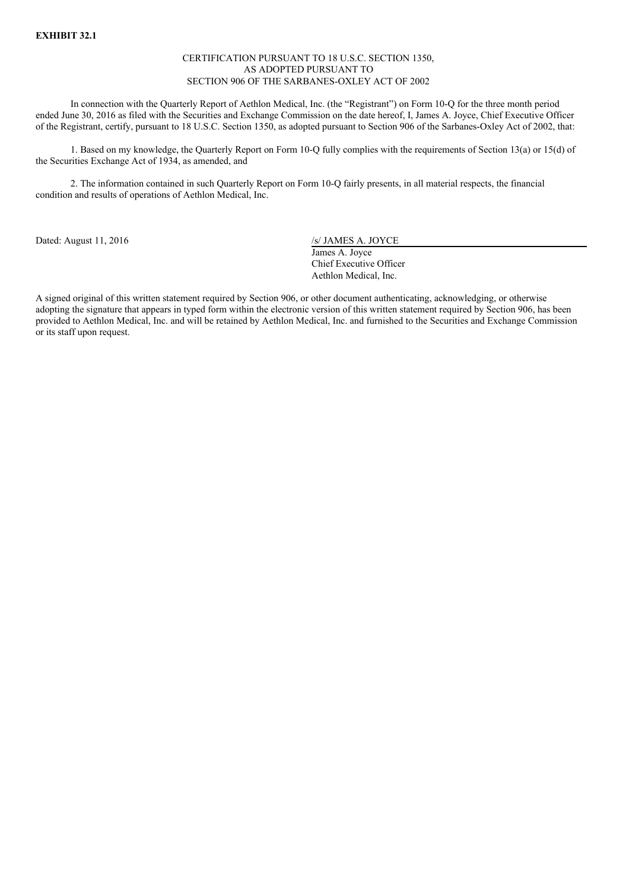**EXHIBIT 32.1**

CERTIFICATION PURSUANT TO 18 U.S.C. SECTION 1350,
AS ADOPTED PURSUANT TO
SECTION 906 OF THE SARBANES-OXLEY ACT OF 2002

In connection with the Quarterly Report of Aethlon Medical, Inc. (the "Registrant") on Form 10-Q for the three month period ended June 30, 2016 as filed with the Securities and Exchange Commission on the date hereof, I, James A. Joyce, Chief Executive Officer of the Registrant, certify, pursuant to 18 U.S.C. Section 1350, as adopted pursuant to Section 906 of the Sarbanes-Oxley Act of 2002, that:

1. Based on my knowledge, the Quarterly Report on Form 10-Q fully complies with the requirements of Section 13(a) or 15(d) of the Securities Exchange Act of 1934, as amended, and

2. The information contained in such Quarterly Report on Form 10-Q fairly presents, in all material respects, the financial condition and results of operations of Aethlon Medical, Inc.

Dated: August 11, 2016

/s/ JAMES A. JOYCE
James A. Joyce
Chief Executive Officer
Aethlon Medical, Inc.

A signed original of this written statement required by Section 906, or other document authenticating, acknowledging, or otherwise adopting the signature that appears in typed form within the electronic version of this written statement required by Section 906, has been provided to Aethlon Medical, Inc. and will be retained by Aethlon Medical, Inc. and furnished to the Securities and Exchange Commission or its staff upon request.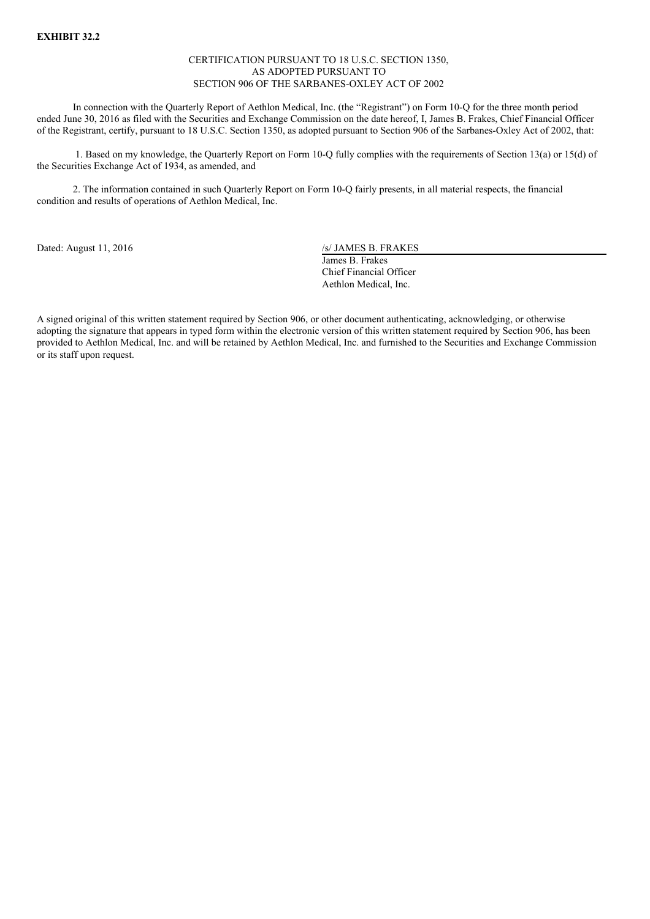**EXHIBIT 32.2**

CERTIFICATION PURSUANT TO 18 U.S.C. SECTION 1350,
AS ADOPTED PURSUANT TO
SECTION 906 OF THE SARBANES-OXLEY ACT OF 2002

In connection with the Quarterly Report of Aethlon Medical, Inc. (the "Registrant") on Form 10-Q for the three month period ended June 30, 2016 as filed with the Securities and Exchange Commission on the date hereof, I, James B. Frakes, Chief Financial Officer of the Registrant, certify, pursuant to 18 U.S.C. Section 1350, as adopted pursuant to Section 906 of the Sarbanes-Oxley Act of 2002, that:

1. Based on my knowledge, the Quarterly Report on Form 10-Q fully complies with the requirements of Section 13(a) or 15(d) of the Securities Exchange Act of 1934, as amended, and

2. The information contained in such Quarterly Report on Form 10-Q fairly presents, in all material respects, the financial condition and results of operations of Aethlon Medical, Inc.

Dated: August 11, 2016

/s/ JAMES B. FRAKES
James B. Frakes
Chief Financial Officer
Aethlon Medical, Inc.

A signed original of this written statement required by Section 906, or other document authenticating, acknowledging, or otherwise adopting the signature that appears in typed form within the electronic version of this written statement required by Section 906, has been provided to Aethlon Medical, Inc. and will be retained by Aethlon Medical, Inc. and furnished to the Securities and Exchange Commission or its staff upon request.